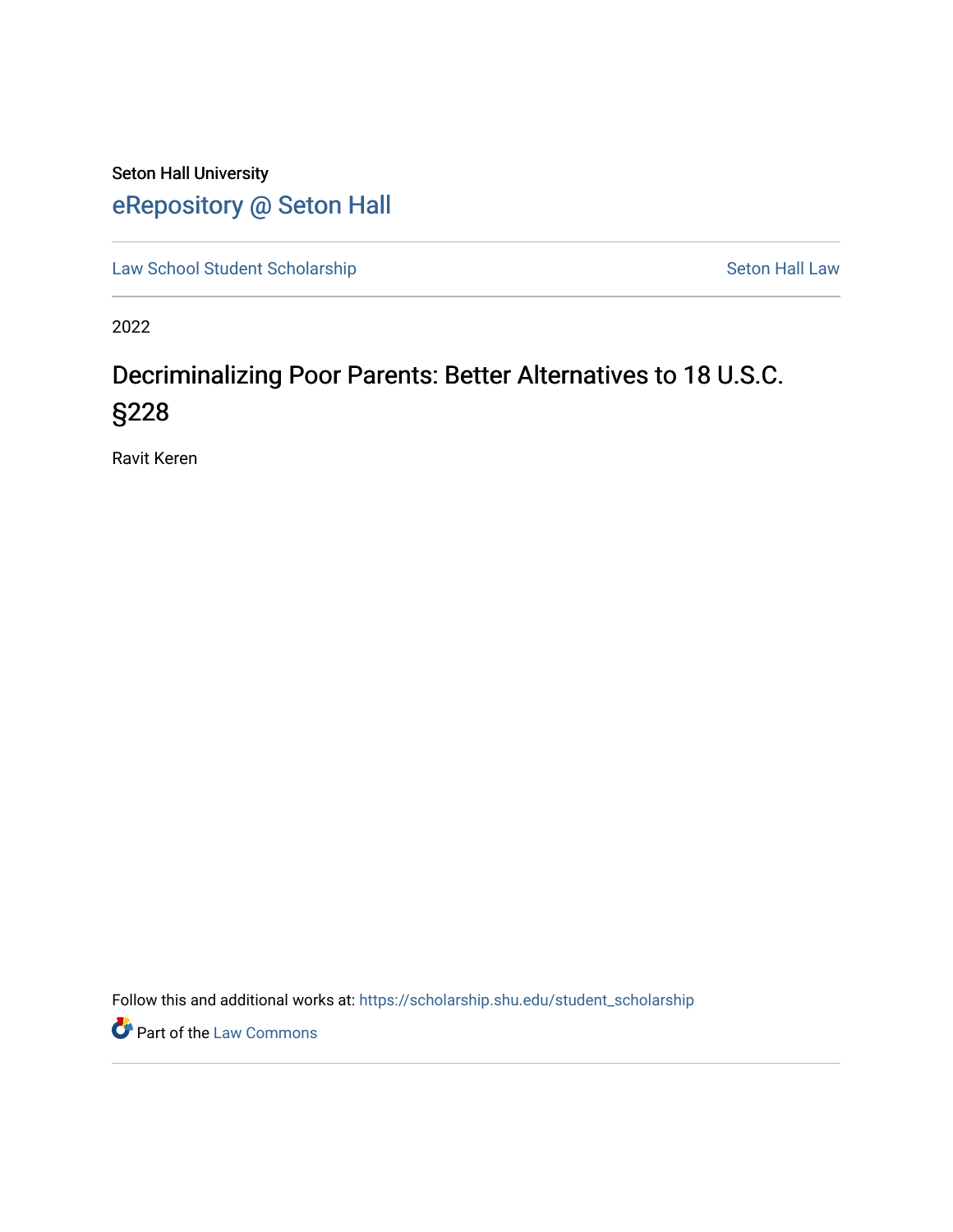Seton Hall University

# eRepository @ Seton Hall

Law School Student Scholarship | Seton Hall Law

2022

## Decriminalizing Poor Parents: Better Alternatives to 18 U.S.C. §228

Ravit Keren

Follow this and additional works at: https://scholarship.shu.edu/student_scholarship

Part of the Law Commons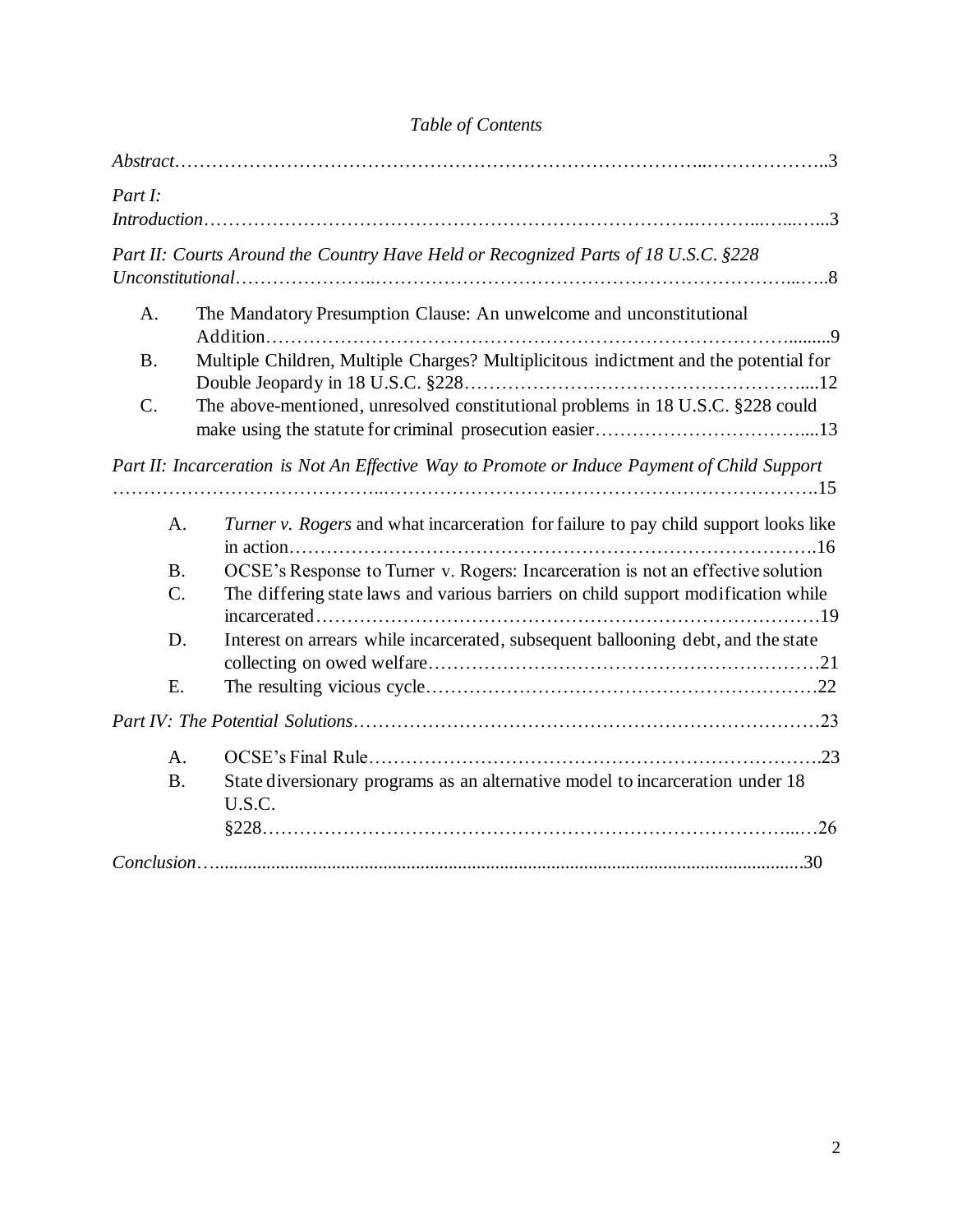*Table of Contents*

*Abstract*……………………………………………………………………………..………………..3

*Part I: Introduction*……………………………………………………………….………..…...…...3

*Part II: Courts Around the Country Have Held or Recognized Parts of 18 U.S.C. §228 Unconstitutional*…………………..………………………………………………………...…..8

- A. The Mandatory Presumption Clause: An unwelcome and unconstitutional Addition………………………………………………………………………….........9
- B. Multiple Children, Multiple Charges? Multiplicitous indictment and the potential for Double Jeopardy in 18 U.S.C. §228……………………………………………….....12
- C. The above-mentioned, unresolved constitutional problems in 18 U.S.C. §228 could make using the statute for criminal prosecution easier……………………………....13

*Part II: Incarceration is Not An Effective Way to Promote or Induce Payment of Child Support* …………………………………...……………………………………………………….15

- A. *Turner v. Rogers* and what incarceration for failure to pay child support looks like in action……………………………………………………………………….16
- B. OCSE's Response to Turner v. Rogers: Incarceration is not an effective solution
- C. The differing state laws and various barriers on child support modification while incarcerated……………………………………………………………………19
- D. Interest on arrears while incarcerated, subsequent ballooning debt, and the state collecting on owed welfare………………………………………………………21
- E. The resulting vicious cycle……………………………………………………22

*Part IV: The Potential Solutions*…………………………………………………………………23

- A. OCSE's Final Rule……………………………………………………………….23
- B. State diversionary programs as an alternative model to incarceration under 18 U.S.C. §228……………………………………………………………………...…26

*Conclusion*…..........................................................................................................................30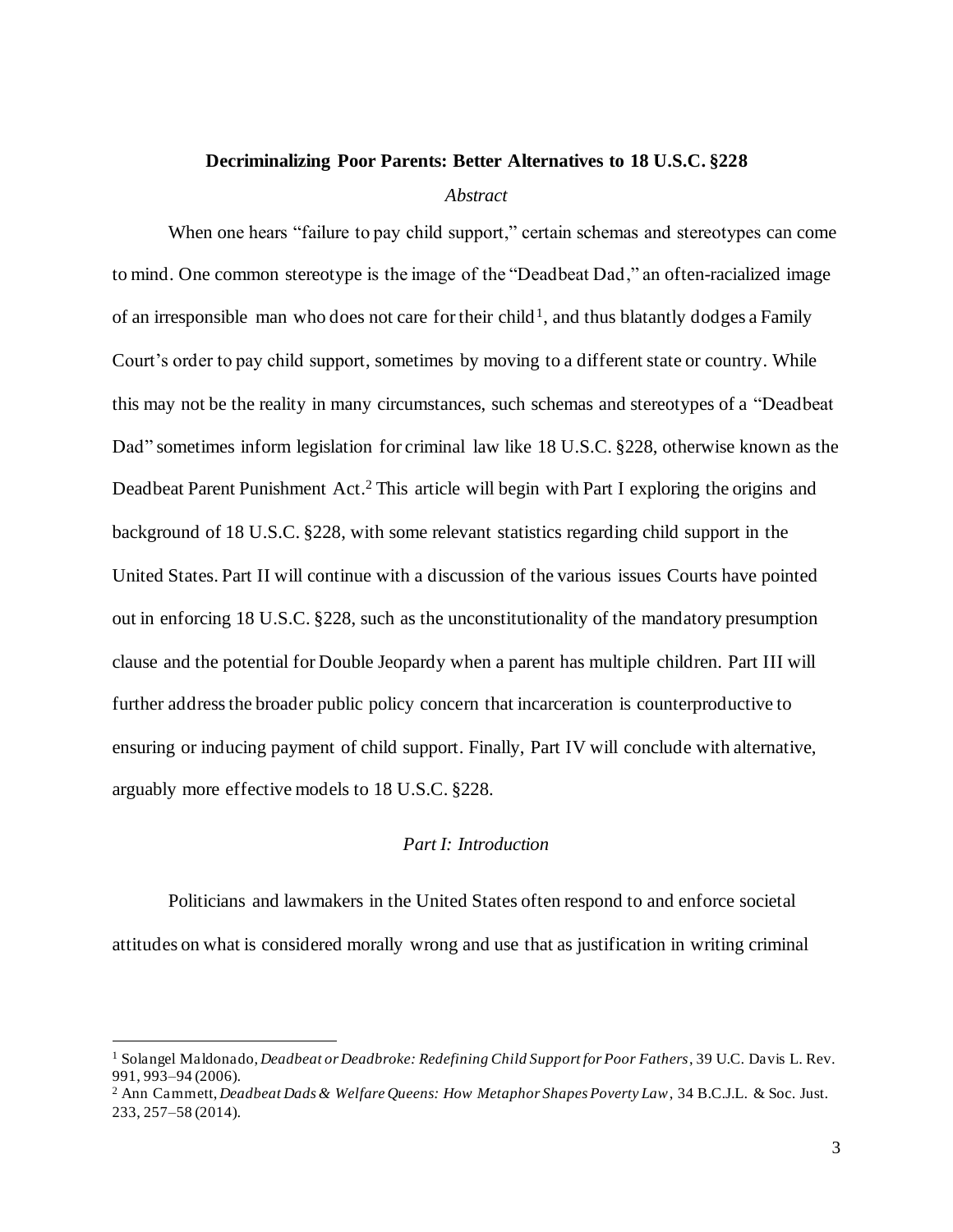**Decriminalizing Poor Parents: Better Alternatives to 18 U.S.C. §228**

*Abstract*

When one hears "failure to pay child support," certain schemas and stereotypes can come to mind. One common stereotype is the image of the "Deadbeat Dad," an often-racialized image of an irresponsible man who does not care for their child[1], and thus blatantly dodges a Family Court's order to pay child support, sometimes by moving to a different state or country. While this may not be the reality in many circumstances, such schemas and stereotypes of a "Deadbeat Dad" sometimes inform legislation for criminal law like 18 U.S.C. §228, otherwise known as the Deadbeat Parent Punishment Act.[2] This article will begin with Part I exploring the origins and background of 18 U.S.C. §228, with some relevant statistics regarding child support in the United States. Part II will continue with a discussion of the various issues Courts have pointed out in enforcing 18 U.S.C. §228, such as the unconstitutionality of the mandatory presumption clause and the potential for Double Jeopardy when a parent has multiple children. Part III will further address the broader public policy concern that incarceration is counterproductive to ensuring or inducing payment of child support. Finally, Part IV will conclude with alternative, arguably more effective models to 18 U.S.C. §228.

*Part I: Introduction*

Politicians and lawmakers in the United States often respond to and enforce societal attitudes on what is considered morally wrong and use that as justification in writing criminal

---

[1] Solangel Maldonado, *Deadbeat or Deadbroke: Redefining Child Support for Poor Fathers*, 39 U.C. Davis L. Rev. 991, 993–94 (2006).

[2] Ann Cammett, *Deadbeat Dads & Welfare Queens: How Metaphor Shapes Poverty Law*, 34 B.C.J.L. & Soc. Just. 233, 257–58 (2014).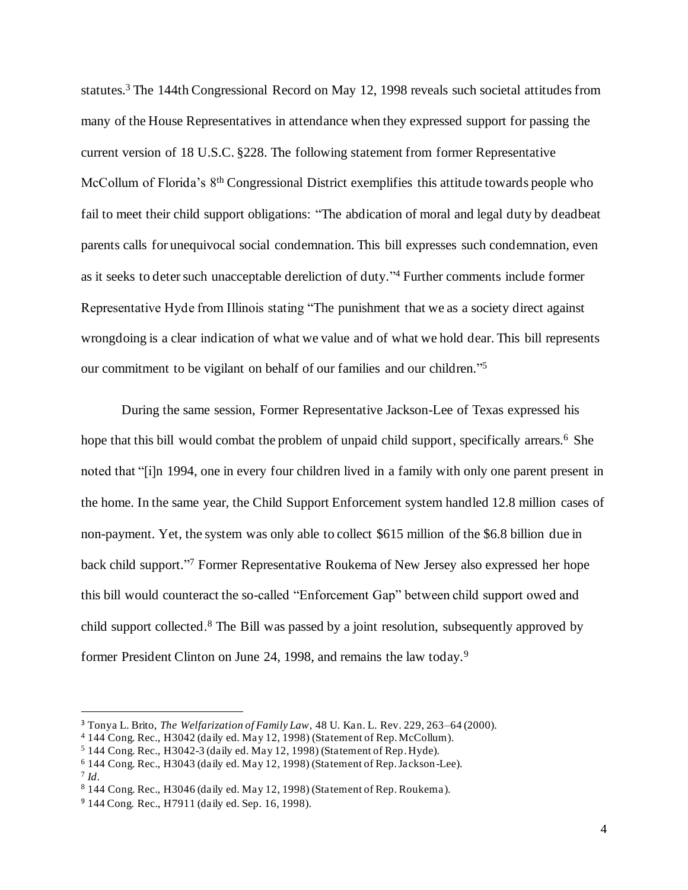statutes.[3] The 144th Congressional Record on May 12, 1998 reveals such societal attitudes from many of the House Representatives in attendance when they expressed support for passing the current version of 18 U.S.C. §228. The following statement from former Representative McCollum of Florida's 8th Congressional District exemplifies this attitude towards people who fail to meet their child support obligations: "The abdication of moral and legal duty by deadbeat parents calls for unequivocal social condemnation. This bill expresses such condemnation, even as it seeks to deter such unacceptable dereliction of duty."[4] Further comments include former Representative Hyde from Illinois stating "The punishment that we as a society direct against wrongdoing is a clear indication of what we value and of what we hold dear. This bill represents our commitment to be vigilant on behalf of our families and our children."[5]

During the same session, Former Representative Jackson-Lee of Texas expressed his hope that this bill would combat the problem of unpaid child support, specifically arrears.[6] She noted that "[i]n 1994, one in every four children lived in a family with only one parent present in the home. In the same year, the Child Support Enforcement system handled 12.8 million cases of non-payment. Yet, the system was only able to collect $615 million of the $6.8 billion due in back child support."[7] Former Representative Roukema of New Jersey also expressed her hope this bill would counteract the so-called "Enforcement Gap" between child support owed and child support collected.[8] The Bill was passed by a joint resolution, subsequently approved by former President Clinton on June 24, 1998, and remains the law today.[9]

---

[3] Tonya L. Brito, *The Welfarization of Family Law*, 48 U. Kan. L. Rev. 229, 263–64 (2000).

[4] 144 Cong. Rec., H3042 (daily ed. May 12, 1998) (Statement of Rep. McCollum).

[5] 144 Cong. Rec., H3042-3 (daily ed. May 12, 1998) (Statement of Rep. Hyde).

[6] 144 Cong. Rec., H3043 (daily ed. May 12, 1998) (Statement of Rep. Jackson-Lee).

[7] *Id*.

[8] 144 Cong. Rec., H3046 (daily ed. May 12, 1998) (Statement of Rep. Roukema).

[9] 144 Cong. Rec., H7911 (daily ed. Sep. 16, 1998).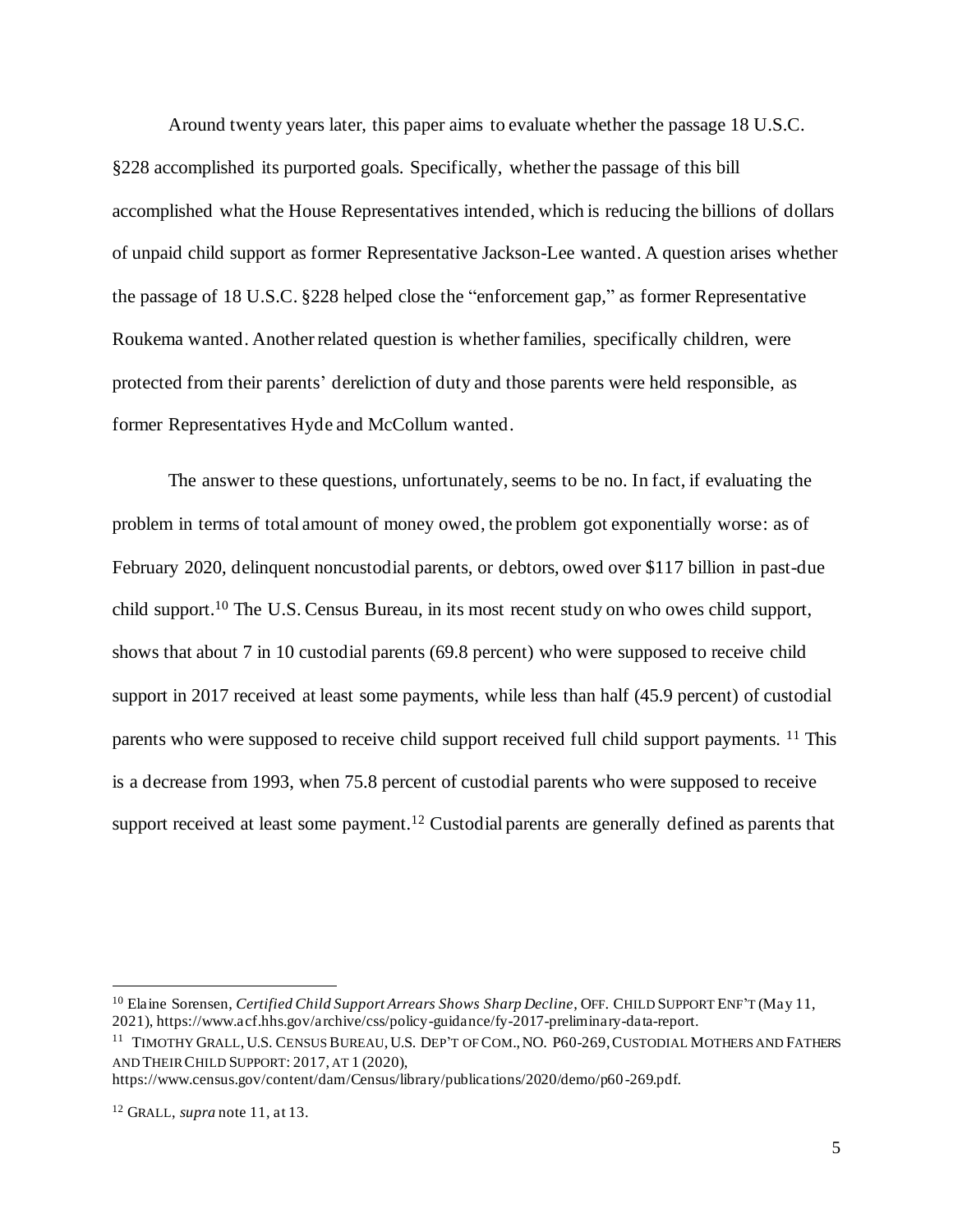Around twenty years later, this paper aims to evaluate whether the passage 18 U.S.C. §228 accomplished its purported goals. Specifically, whether the passage of this bill accomplished what the House Representatives intended, which is reducing the billions of dollars of unpaid child support as former Representative Jackson-Lee wanted. A question arises whether the passage of 18 U.S.C. §228 helped close the "enforcement gap," as former Representative Roukema wanted. Another related question is whether families, specifically children, were protected from their parents' dereliction of duty and those parents were held responsible, as former Representatives Hyde and McCollum wanted.

The answer to these questions, unfortunately, seems to be no. In fact, if evaluating the problem in terms of total amount of money owed, the problem got exponentially worse: as of February 2020, delinquent noncustodial parents, or debtors, owed over $117 billion in past-due child support.[10] The U.S. Census Bureau, in its most recent study on who owes child support, shows that about 7 in 10 custodial parents (69.8 percent) who were supposed to receive child support in 2017 received at least some payments, while less than half (45.9 percent) of custodial parents who were supposed to receive child support received full child support payments. [11] This is a decrease from 1993, when 75.8 percent of custodial parents who were supposed to receive support received at least some payment.[12] Custodial parents are generally defined as parents that

---

[10] Elaine Sorensen, *Certified Child Support Arrears Shows Sharp Decline*, OFF. CHILD SUPPORT ENF'T (May 11, 2021), https://www.acf.hhs.gov/archive/css/policy-guidance/fy-2017-preliminary-data-report.

[11] TIMOTHY GRALL, U.S. CENSUS BUREAU, U.S. DEP'T OF COM., NO. P60-269, CUSTODIAL MOTHERS AND FATHERS AND THEIR CHILD SUPPORT: 2017, AT 1 (2020), https://www.census.gov/content/dam/Census/library/publications/2020/demo/p60-269.pdf.

[12] GRALL, *supra* note 11, at 13.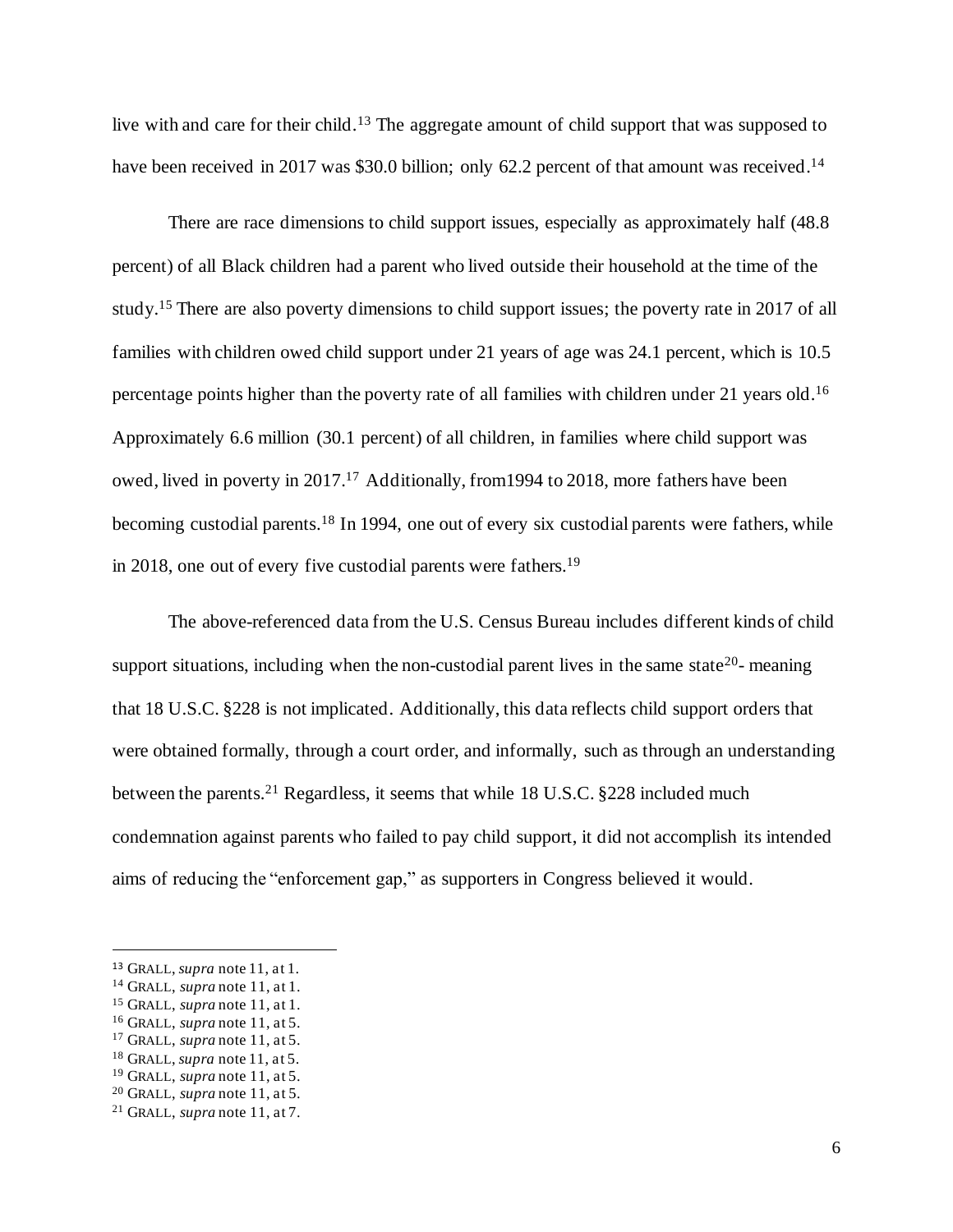live with and care for their child.[13] The aggregate amount of child support that was supposed to have been received in 2017 was $30.0 billion; only 62.2 percent of that amount was received.[14]

There are race dimensions to child support issues, especially as approximately half (48.8 percent) of all Black children had a parent who lived outside their household at the time of the study.[15] There are also poverty dimensions to child support issues; the poverty rate in 2017 of all families with children owed child support under 21 years of age was 24.1 percent, which is 10.5 percentage points higher than the poverty rate of all families with children under 21 years old.[16] Approximately 6.6 million (30.1 percent) of all children, in families where child support was owed, lived in poverty in 2017.[17] Additionally, from1994 to 2018, more fathers have been becoming custodial parents.[18] In 1994, one out of every six custodial parents were fathers, while in 2018, one out of every five custodial parents were fathers.[19]

The above-referenced data from the U.S. Census Bureau includes different kinds of child support situations, including when the non-custodial parent lives in the same state[20]- meaning that 18 U.S.C. §228 is not implicated. Additionally, this data reflects child support orders that were obtained formally, through a court order, and informally, such as through an understanding between the parents.[21] Regardless, it seems that while 18 U.S.C. §228 included much condemnation against parents who failed to pay child support, it did not accomplish its intended aims of reducing the "enforcement gap," as supporters in Congress believed it would.

---

[13] GRALL, *supra* note 11, at 1.
[14] GRALL, *supra* note 11, at 1.
[15] GRALL, *supra* note 11, at 1.
[16] GRALL, *supra* note 11, at 5.
[17] GRALL, *supra* note 11, at 5.
[18] GRALL, *supra* note 11, at 5.
[19] GRALL, *supra* note 11, at 5.
[20] GRALL, *supra* note 11, at 5.
[21] GRALL, *supra* note 11, at 7.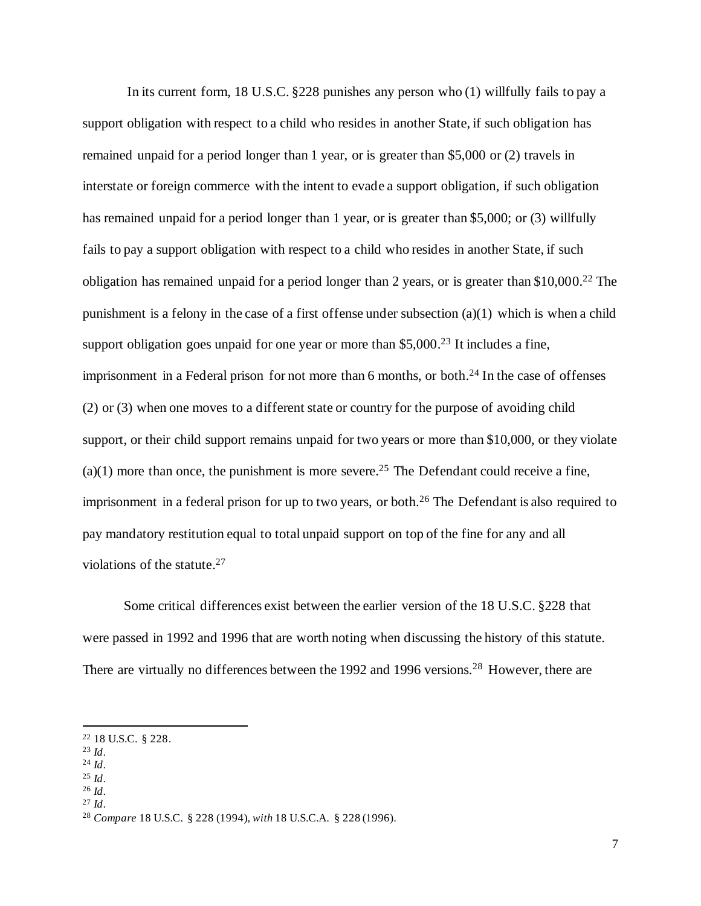In its current form, 18 U.S.C. §228 punishes any person who (1) willfully fails to pay a support obligation with respect to a child who resides in another State, if such obligation has remained unpaid for a period longer than 1 year, or is greater than $5,000 or (2) travels in interstate or foreign commerce with the intent to evade a support obligation, if such obligation has remained unpaid for a period longer than 1 year, or is greater than $5,000; or (3) willfully fails to pay a support obligation with respect to a child who resides in another State, if such obligation has remained unpaid for a period longer than 2 years, or is greater than $10,000.[22] The punishment is a felony in the case of a first offense under subsection (a)(1) which is when a child support obligation goes unpaid for one year or more than $5,000.[23] It includes a fine, imprisonment in a Federal prison for not more than 6 months, or both.[24] In the case of offenses (2) or (3) when one moves to a different state or country for the purpose of avoiding child support, or their child support remains unpaid for two years or more than $10,000, or they violate (a)(1) more than once, the punishment is more severe.[25] The Defendant could receive a fine, imprisonment in a federal prison for up to two years, or both.[26] The Defendant is also required to pay mandatory restitution equal to total unpaid support on top of the fine for any and all violations of the statute.[27]

Some critical differences exist between the earlier version of the 18 U.S.C. §228 that were passed in 1992 and 1996 that are worth noting when discussing the history of this statute. There are virtually no differences between the 1992 and 1996 versions.[28] However, there are

---

[22] 18 U.S.C. § 228.
[23] *Id*.
[24] *Id*.
[25] *Id*.
[26] *Id*.
[27] *Id*.
[28] *Compare* 18 U.S.C. § 228 (1994), *with* 18 U.S.C.A. § 228 (1996).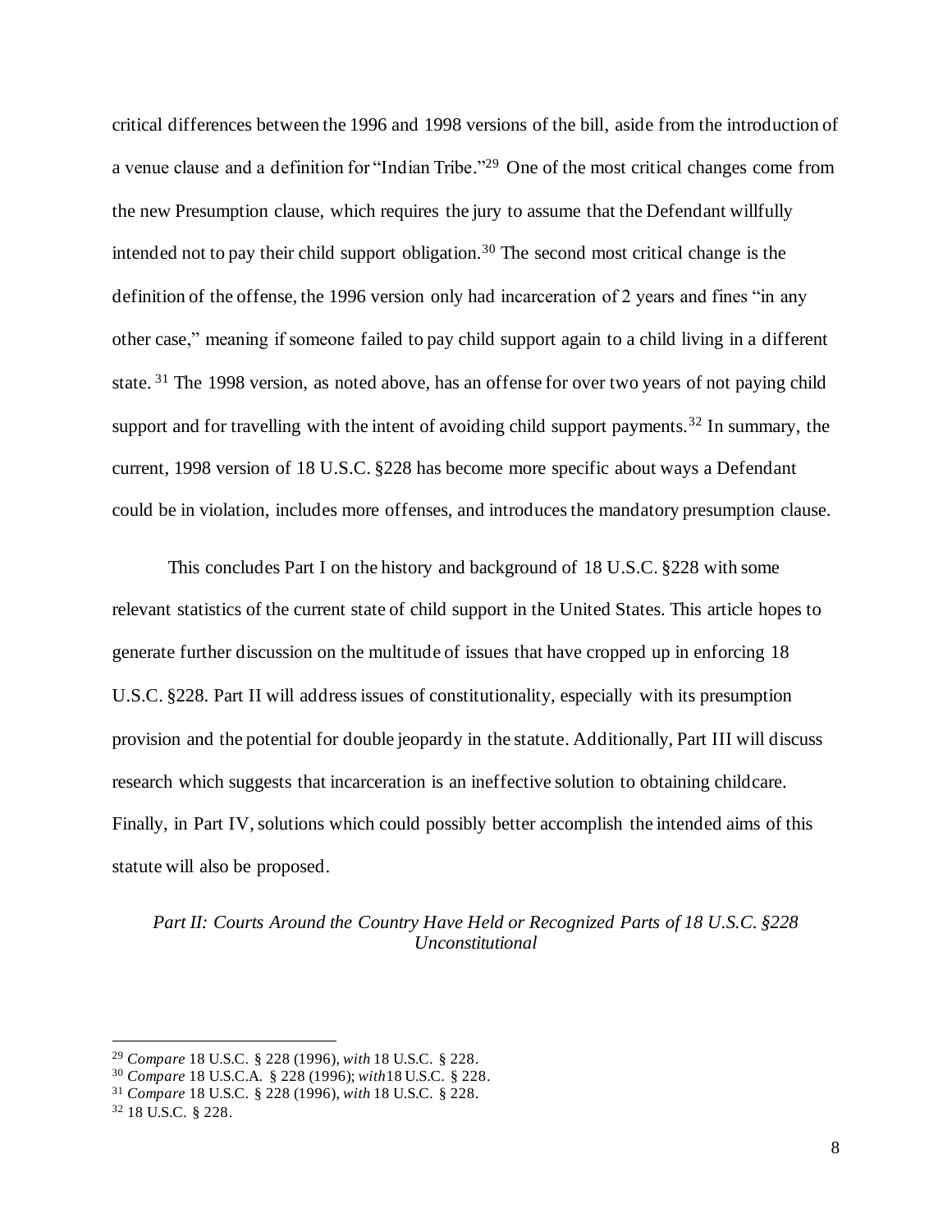critical differences between the 1996 and 1998 versions of the bill, aside from the introduction of a venue clause and a definition for "Indian Tribe."[29] One of the most critical changes come from the new Presumption clause, which requires the jury to assume that the Defendant willfully intended not to pay their child support obligation.[30] The second most critical change is the definition of the offense, the 1996 version only had incarceration of 2 years and fines "in any other case," meaning if someone failed to pay child support again to a child living in a different state. [31] The 1998 version, as noted above, has an offense for over two years of not paying child support and for travelling with the intent of avoiding child support payments.[32] In summary, the current, 1998 version of 18 U.S.C. §228 has become more specific about ways a Defendant could be in violation, includes more offenses, and introduces the mandatory presumption clause.

This concludes Part I on the history and background of 18 U.S.C. §228 with some relevant statistics of the current state of child support in the United States. This article hopes to generate further discussion on the multitude of issues that have cropped up in enforcing 18 U.S.C. §228. Part II will address issues of constitutionality, especially with its presumption provision and the potential for double jeopardy in the statute. Additionally, Part III will discuss research which suggests that incarceration is an ineffective solution to obtaining childcare. Finally, in Part IV, solutions which could possibly better accomplish the intended aims of this statute will also be proposed.

## *Part II: Courts Around the Country Have Held or Recognized Parts of 18 U.S.C. §228 Unconstitutional*

---

[29] *Compare* 18 U.S.C. § 228 (1996), *with* 18 U.S.C. § 228.

[30] *Compare* 18 U.S.C.A. § 228 (1996); *with* 18 U.S.C. § 228.

[31] *Compare* 18 U.S.C. § 228 (1996), *with* 18 U.S.C. § 228.

[32] 18 U.S.C. § 228.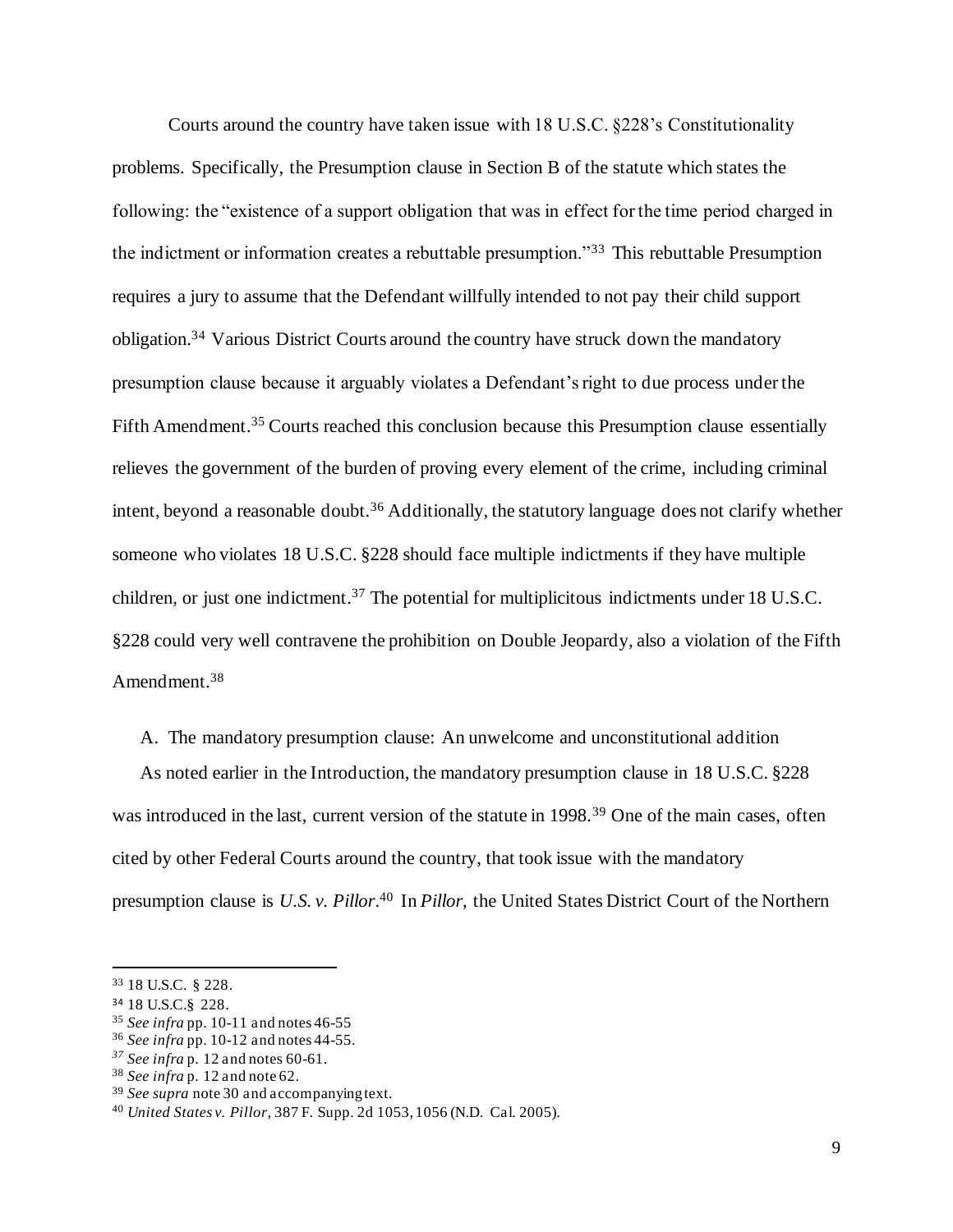Courts around the country have taken issue with 18 U.S.C. §228's Constitutionality problems. Specifically, the Presumption clause in Section B of the statute which states the following: the "existence of a support obligation that was in effect for the time period charged in the indictment or information creates a rebuttable presumption."[33] This rebuttable Presumption requires a jury to assume that the Defendant willfully intended to not pay their child support obligation.[34] Various District Courts around the country have struck down the mandatory presumption clause because it arguably violates a Defendant's right to due process under the Fifth Amendment.[35] Courts reached this conclusion because this Presumption clause essentially relieves the government of the burden of proving every element of the crime, including criminal intent, beyond a reasonable doubt.[36] Additionally, the statutory language does not clarify whether someone who violates 18 U.S.C. §228 should face multiple indictments if they have multiple children, or just one indictment.[37] The potential for multiplicitous indictments under 18 U.S.C. §228 could very well contravene the prohibition on Double Jeopardy, also a violation of the Fifth Amendment.[38]

A. The mandatory presumption clause: An unwelcome and unconstitutional addition

As noted earlier in the Introduction, the mandatory presumption clause in 18 U.S.C. §228 was introduced in the last, current version of the statute in 1998.[39] One of the main cases, often cited by other Federal Courts around the country, that took issue with the mandatory presumption clause is *U.S. v. Pillor*.[40] In *Pillor*, the United States District Court of the Northern

---

[33] 18 U.S.C. § 228.

[34] 18 U.S.C.§ 228.

[35] *See infra* pp. 10-11 and notes 46-55

[36] *See infra* pp. 10-12 and notes 44-55.

[37] *See infra* p. 12 and notes 60-61.

[38] *See infra* p. 12 and note 62.

[39] *See supra* note 30 and accompanying text.

[40] *United States v. Pillor*, 387 F. Supp. 2d 1053, 1056 (N.D. Cal. 2005).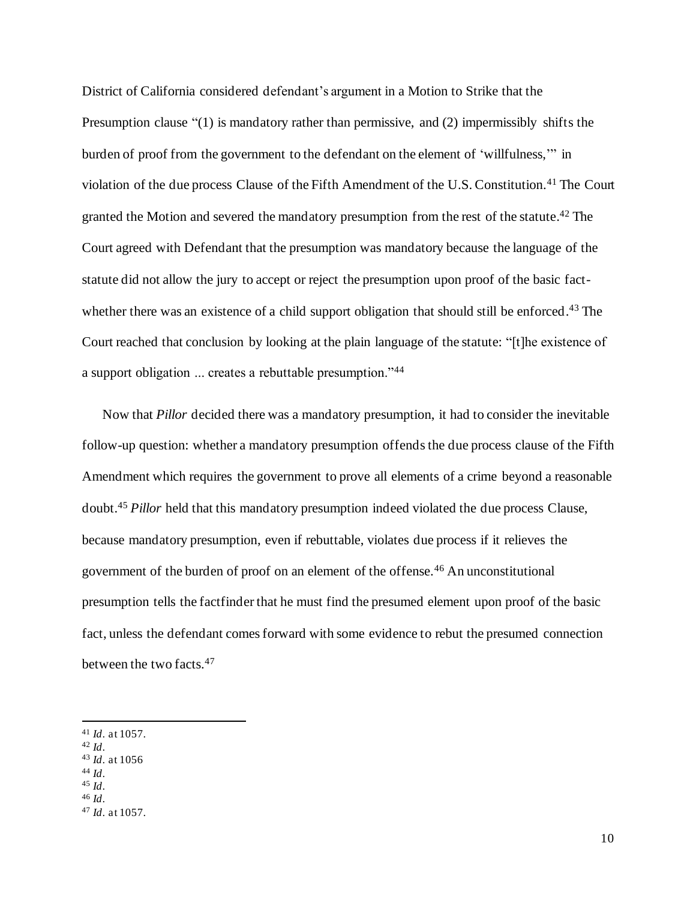District of California considered defendant's argument in a Motion to Strike that the Presumption clause "(1) is mandatory rather than permissive, and (2) impermissibly shifts the burden of proof from the government to the defendant on the element of 'willfulness,'" in violation of the due process Clause of the Fifth Amendment of the U.S. Constitution.[41] The Court granted the Motion and severed the mandatory presumption from the rest of the statute.[42] The Court agreed with Defendant that the presumption was mandatory because the language of the statute did not allow the jury to accept or reject the presumption upon proof of the basic fact-whether there was an existence of a child support obligation that should still be enforced.[43] The Court reached that conclusion by looking at the plain language of the statute: "[t]he existence of a support obligation ... creates a rebuttable presumption."[44]

Now that *Pillor* decided there was a mandatory presumption, it had to consider the inevitable follow-up question: whether a mandatory presumption offends the due process clause of the Fifth Amendment which requires the government to prove all elements of a crime beyond a reasonable doubt.[45] *Pillor* held that this mandatory presumption indeed violated the due process Clause, because mandatory presumption, even if rebuttable, violates due process if it relieves the government of the burden of proof on an element of the offense.[46] An unconstitutional presumption tells the factfinder that he must find the presumed element upon proof of the basic fact, unless the defendant comes forward with some evidence to rebut the presumed connection between the two facts.[47]

---

[41] *Id*. at 1057.

[42] *Id*.

[43] *Id*. at 1056

[44] *Id*.

[45] *Id*.

[46] *Id*.

[47] *Id*. at 1057.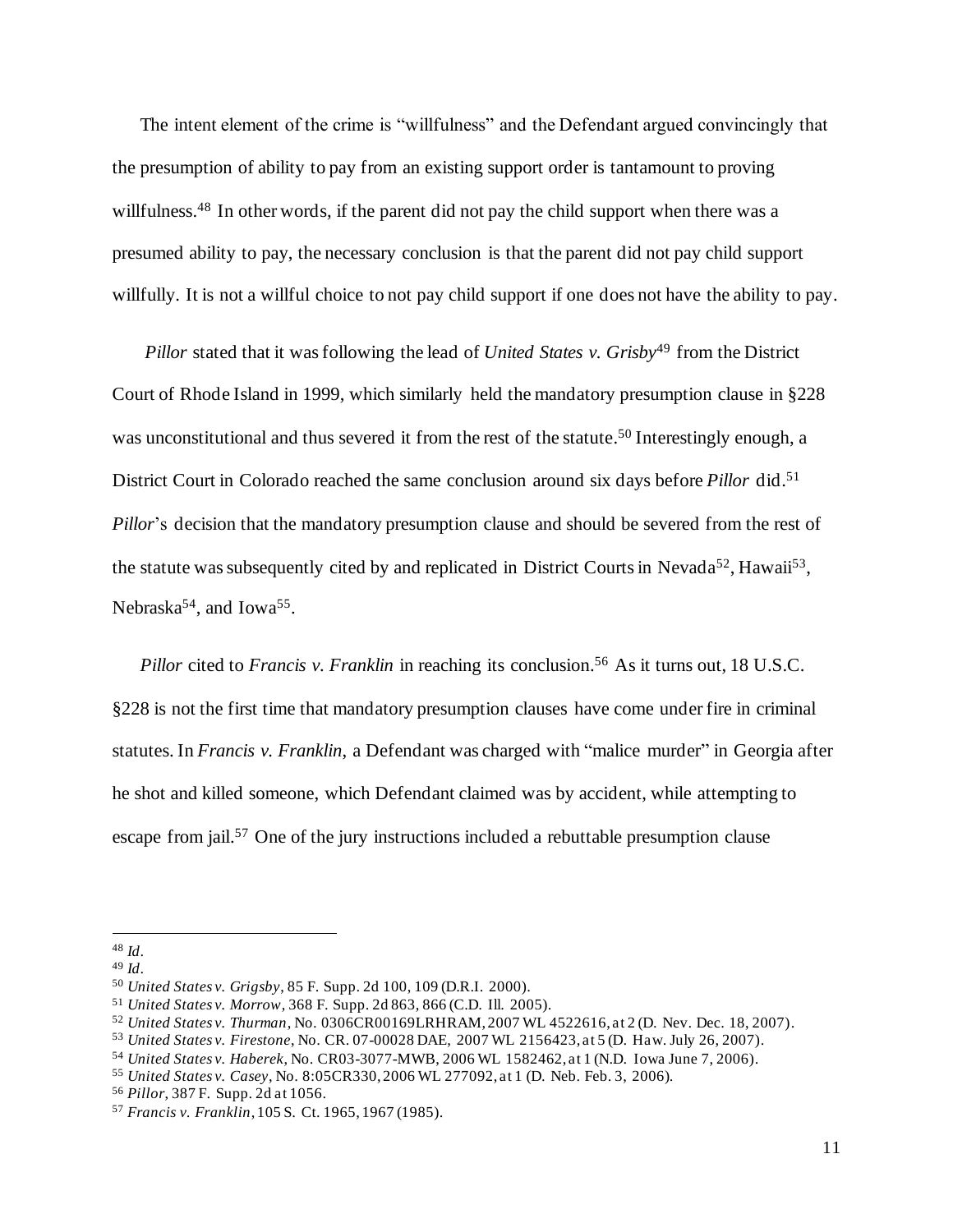The intent element of the crime is "willfulness" and the Defendant argued convincingly that the presumption of ability to pay from an existing support order is tantamount to proving willfulness.[48] In other words, if the parent did not pay the child support when there was a presumed ability to pay, the necessary conclusion is that the parent did not pay child support willfully. It is not a willful choice to not pay child support if one does not have the ability to pay.

*Pillor* stated that it was following the lead of *United States v. Grisby*[49] from the District Court of Rhode Island in 1999, which similarly held the mandatory presumption clause in §228 was unconstitutional and thus severed it from the rest of the statute.[50] Interestingly enough, a District Court in Colorado reached the same conclusion around six days before *Pillor* did.[51] *Pillor*'s decision that the mandatory presumption clause and should be severed from the rest of the statute was subsequently cited by and replicated in District Courts in Nevada[52], Hawaii[53], Nebraska[54], and Iowa[55].

*Pillor* cited to *Francis v. Franklin* in reaching its conclusion.[56] As it turns out, 18 U.S.C. §228 is not the first time that mandatory presumption clauses have come under fire in criminal statutes. In *Francis v. Franklin*, a Defendant was charged with "malice murder" in Georgia after he shot and killed someone, which Defendant claimed was by accident, while attempting to escape from jail.[57] One of the jury instructions included a rebuttable presumption clause

---

[48] *Id*.

[49] *Id*.

[50] *United States v. Grigsby*, 85 F. Supp. 2d 100, 109 (D.R.I. 2000).

[51] *United States v. Morrow*, 368 F. Supp. 2d 863, 866 (C.D. Ill. 2005).

[52] *United States v. Thurman*, No. 0306CR00169LRHRAM, 2007 WL 4522616, at 2 (D. Nev. Dec. 18, 2007).

[53] *United States v. Firestone*, No. CR. 07-00028 DAE, 2007 WL 2156423, at 5 (D. Haw. July 26, 2007).

[54] *United States v. Haberek*, No. CR03-3077-MWB, 2006 WL 1582462, at 1 (N.D. Iowa June 7, 2006).

[55] *United States v. Casey*, No. 8:05CR330, 2006 WL 277092, at 1 (D. Neb. Feb. 3, 2006).

[56] *Pillor*, 387 F. Supp. 2d at 1056.

[57] *Francis v. Franklin*, 105 S. Ct. 1965, 1967 (1985).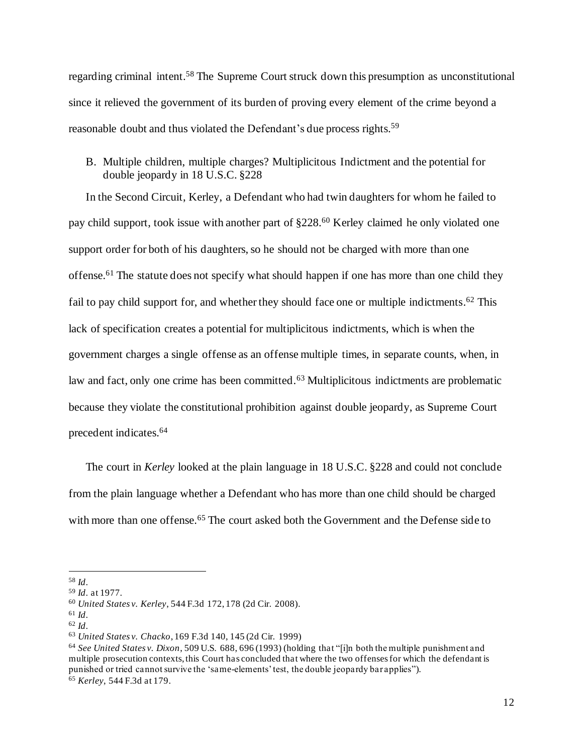regarding criminal intent.[58] The Supreme Court struck down this presumption as unconstitutional since it relieved the government of its burden of proving every element of the crime beyond a reasonable doubt and thus violated the Defendant's due process rights.[59]

### B. Multiple children, multiple charges? Multiplicitous Indictment and the potential for double jeopardy in 18 U.S.C. §228

In the Second Circuit, Kerley, a Defendant who had twin daughters for whom he failed to pay child support, took issue with another part of §228.[60] Kerley claimed he only violated one support order for both of his daughters, so he should not be charged with more than one offense.[61] The statute does not specify what should happen if one has more than one child they fail to pay child support for, and whether they should face one or multiple indictments.[62] This lack of specification creates a potential for multiplicitous indictments, which is when the government charges a single offense as an offense multiple times, in separate counts, when, in law and fact, only one crime has been committed.[63] Multiplicitous indictments are problematic because they violate the constitutional prohibition against double jeopardy, as Supreme Court precedent indicates.[64]

The court in *Kerley* looked at the plain language in 18 U.S.C. §228 and could not conclude from the plain language whether a Defendant who has more than one child should be charged with more than one offense.[65] The court asked both the Government and the Defense side to

---

[58] *Id.*

[59] *Id.* at 1977.

[60] *United States v. Kerley*, 544 F.3d 172, 178 (2d Cir. 2008).

[61] *Id.*

[62] *Id.*

[63] *United States v. Chacko*, 169 F.3d 140, 145 (2d Cir. 1999)

[64] *See United States v. Dixon*, 509 U.S. 688, 696 (1993) (holding that "[i]n both the multiple punishment and multiple prosecution contexts, this Court has concluded that where the two offenses for which the defendant is punished or tried cannot survive the 'same-elements' test, the double jeopardy bar applies").

[65] *Kerley*, 544 F.3d at 179.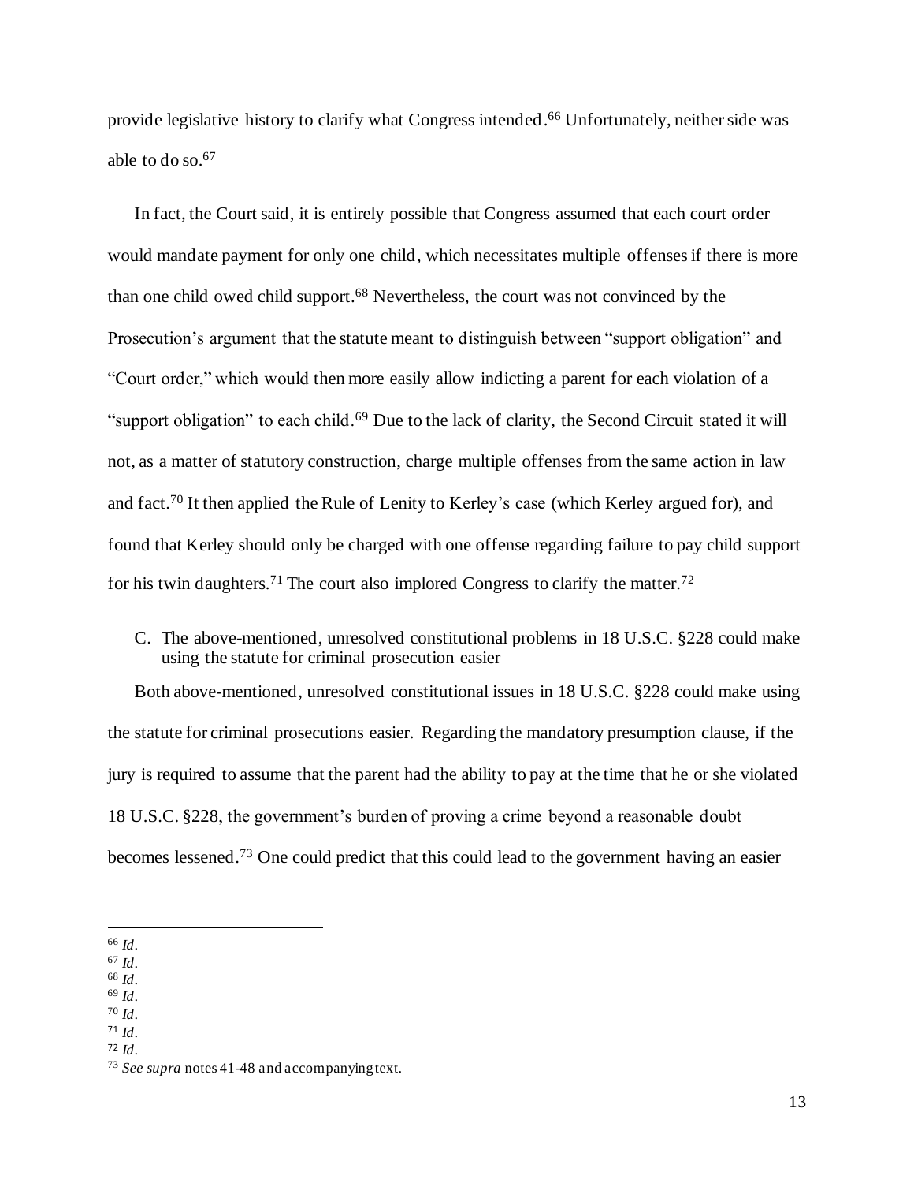provide legislative history to clarify what Congress intended.[66] Unfortunately, neither side was able to do so.[67]

In fact, the Court said, it is entirely possible that Congress assumed that each court order would mandate payment for only one child, which necessitates multiple offenses if there is more than one child owed child support.[68] Nevertheless, the court was not convinced by the Prosecution's argument that the statute meant to distinguish between "support obligation" and "Court order," which would then more easily allow indicting a parent for each violation of a "support obligation" to each child.[69] Due to the lack of clarity, the Second Circuit stated it will not, as a matter of statutory construction, charge multiple offenses from the same action in law and fact.[70] It then applied the Rule of Lenity to Kerley's case (which Kerley argued for), and found that Kerley should only be charged with one offense regarding failure to pay child support for his twin daughters.[71] The court also implored Congress to clarify the matter.[72]

C. The above-mentioned, unresolved constitutional problems in 18 U.S.C. §228 could make using the statute for criminal prosecution easier

Both above-mentioned, unresolved constitutional issues in 18 U.S.C. §228 could make using the statute for criminal prosecutions easier. Regarding the mandatory presumption clause, if the jury is required to assume that the parent had the ability to pay at the time that he or she violated 18 U.S.C. §228, the government's burden of proving a crime beyond a reasonable doubt becomes lessened.[73] One could predict that this could lead to the government having an easier

---

[66] *Id*.
[67] *Id*.
[68] *Id*.
[69] *Id*.
[70] *Id*.
[71] *Id*.
[72] *Id*.
[73] *See supra* notes 41-48 and accompanying text.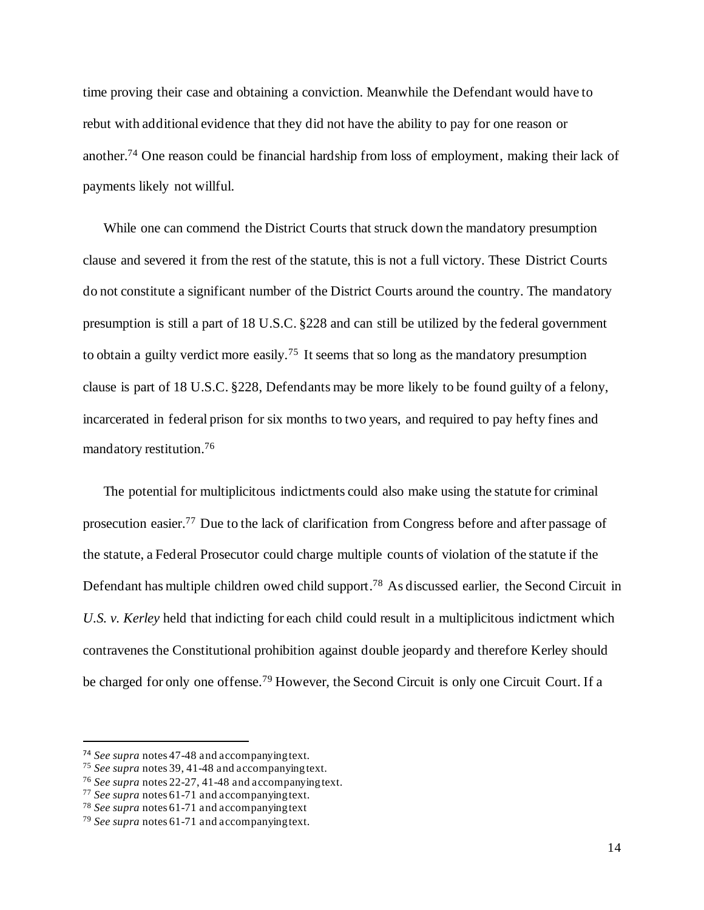time proving their case and obtaining a conviction. Meanwhile the Defendant would have to rebut with additional evidence that they did not have the ability to pay for one reason or another.[74] One reason could be financial hardship from loss of employment, making their lack of payments likely not willful.

While one can commend the District Courts that struck down the mandatory presumption clause and severed it from the rest of the statute, this is not a full victory. These District Courts do not constitute a significant number of the District Courts around the country. The mandatory presumption is still a part of 18 U.S.C. §228 and can still be utilized by the federal government to obtain a guilty verdict more easily.[75] It seems that so long as the mandatory presumption clause is part of 18 U.S.C. §228, Defendants may be more likely to be found guilty of a felony, incarcerated in federal prison for six months to two years, and required to pay hefty fines and mandatory restitution.[76]

The potential for multiplicitous indictments could also make using the statute for criminal prosecution easier.[77] Due to the lack of clarification from Congress before and after passage of the statute, a Federal Prosecutor could charge multiple counts of violation of the statute if the Defendant has multiple children owed child support.[78] As discussed earlier, the Second Circuit in *U.S. v. Kerley* held that indicting for each child could result in a multiplicitous indictment which contravenes the Constitutional prohibition against double jeopardy and therefore Kerley should be charged for only one offense.[79] However, the Second Circuit is only one Circuit Court. If a

---

[74] *See supra* notes 47-48 and accompanying text.

[75] *See supra* notes 39, 41-48 and accompanying text.

[76] *See supra* notes 22-27, 41-48 and accompanying text.

[77] *See supra* notes 61-71 and accompanying text.

[78] *See supra* notes 61-71 and accompanying text

[79] *See supra* notes 61-71 and accompanying text.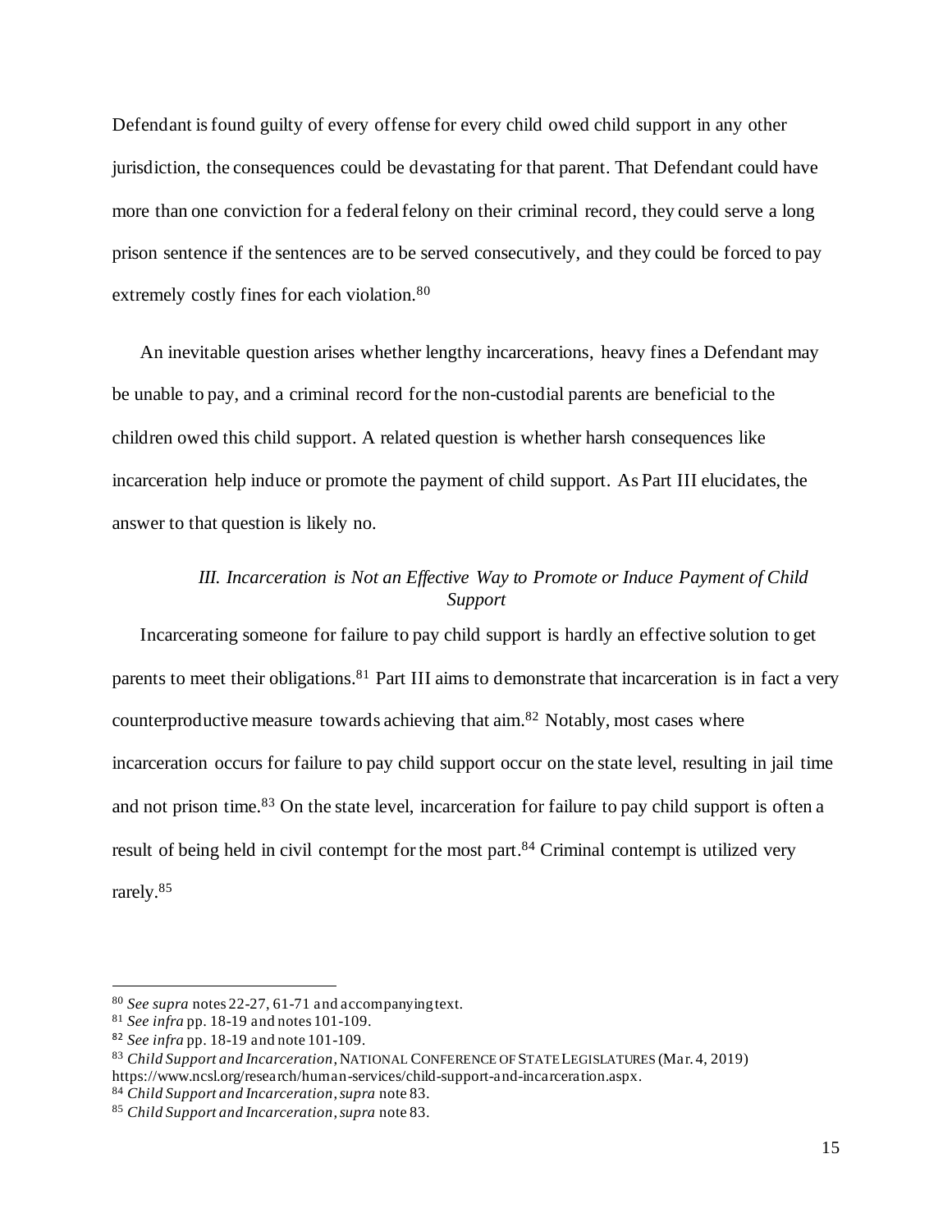Defendant is found guilty of every offense for every child owed child support in any other jurisdiction, the consequences could be devastating for that parent. That Defendant could have more than one conviction for a federal felony on their criminal record, they could serve a long prison sentence if the sentences are to be served consecutively, and they could be forced to pay extremely costly fines for each violation.[80]

An inevitable question arises whether lengthy incarcerations, heavy fines a Defendant may be unable to pay, and a criminal record for the non-custodial parents are beneficial to the children owed this child support. A related question is whether harsh consequences like incarceration help induce or promote the payment of child support. As Part III elucidates, the answer to that question is likely no.

### *III. Incarceration is Not an Effective Way to Promote or Induce Payment of Child Support*

Incarcerating someone for failure to pay child support is hardly an effective solution to get parents to meet their obligations.[81] Part III aims to demonstrate that incarceration is in fact a very counterproductive measure towards achieving that aim.[82] Notably, most cases where incarceration occurs for failure to pay child support occur on the state level, resulting in jail time and not prison time.[83] On the state level, incarceration for failure to pay child support is often a result of being held in civil contempt for the most part.[84] Criminal contempt is utilized very rarely.[85]

---

[80] *See supra* notes 22-27, 61-71 and accompanying text.

[81] *See infra* pp. 18-19 and notes 101-109.

[82] *See infra* pp. 18-19 and note 101-109.

[83] *Child Support and Incarceration*, NATIONAL CONFERENCE OF STATE LEGISLATURES (Mar. 4, 2019) https://www.ncsl.org/research/human-services/child-support-and-incarceration.aspx.

[84] *Child Support and Incarceration*, *supra* note 83.

[85] *Child Support and Incarceration*, *supra* note 83.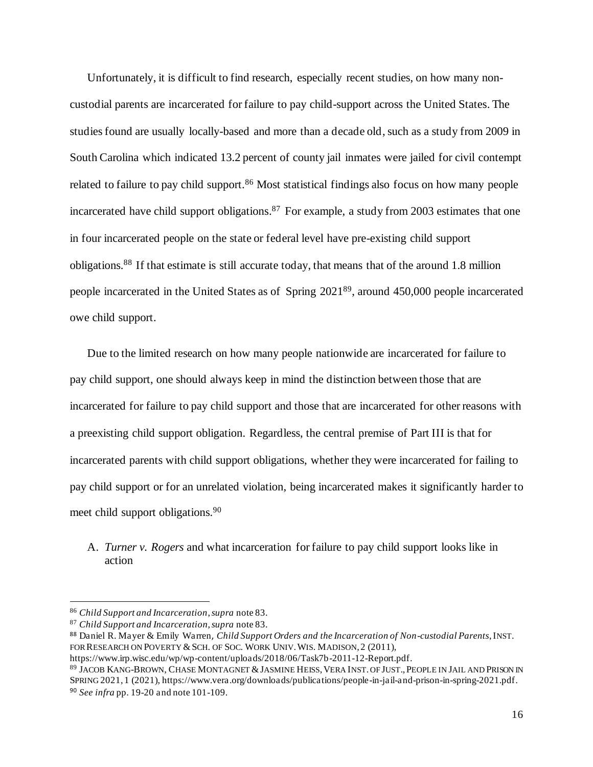Unfortunately, it is difficult to find research, especially recent studies, on how many non-custodial parents are incarcerated for failure to pay child-support across the United States. The studies found are usually locally-based and more than a decade old, such as a study from 2009 in South Carolina which indicated 13.2 percent of county jail inmates were jailed for civil contempt related to failure to pay child support.[86] Most statistical findings also focus on how many people incarcerated have child support obligations.[87] For example, a study from 2003 estimates that one in four incarcerated people on the state or federal level have pre-existing child support obligations.[88] If that estimate is still accurate today, that means that of the around 1.8 million people incarcerated in the United States as of Spring 2021[89], around 450,000 people incarcerated owe child support.

Due to the limited research on how many people nationwide are incarcerated for failure to pay child support, one should always keep in mind the distinction between those that are incarcerated for failure to pay child support and those that are incarcerated for other reasons with a preexisting child support obligation. Regardless, the central premise of Part III is that for incarcerated parents with child support obligations, whether they were incarcerated for failing to pay child support or for an unrelated violation, being incarcerated makes it significantly harder to meet child support obligations.[90]

A. *Turner v. Rogers* and what incarceration for failure to pay child support looks like in action

---

[86] *Child Support and Incarceration*, *supra* note 83.

[87] *Child Support and Incarceration*, *supra* note 83.

[88] Daniel R. Mayer & Emily Warren, *Child Support Orders and the Incarceration of Non-custodial Parents*, INST. FOR RESEARCH ON POVERTY & SCH. OF SOC. WORK UNIV. WIS. MADISON, 2 (2011), https://www.irp.wisc.edu/wp/wp-content/uploads/2018/06/Task7b-2011-12-Report.pdf.

[89] JACOB KANG-BROWN, CHASE MONTAGNET & JASMINE HEISS, VERA INST. OF JUST., PEOPLE IN JAIL AND PRISON IN SPRING 2021, 1 (2021), https://www.vera.org/downloads/publications/people-in-jail-and-prison-in-spring-2021.pdf.

[90] *See infra* pp. 19-20 and note 101-109.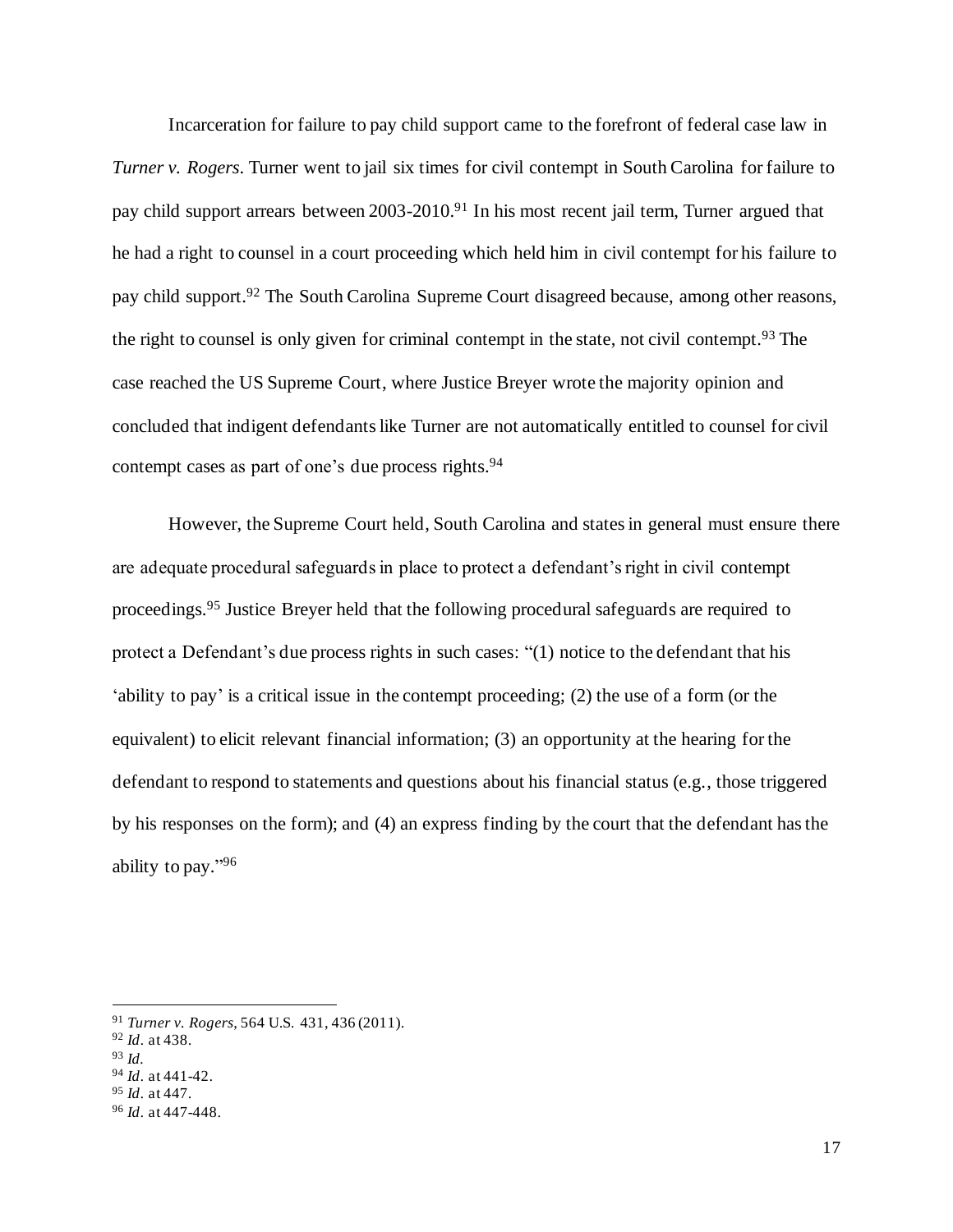Incarceration for failure to pay child support came to the forefront of federal case law in *Turner v. Rogers*. Turner went to jail six times for civil contempt in South Carolina for failure to pay child support arrears between 2003-2010.[91] In his most recent jail term, Turner argued that he had a right to counsel in a court proceeding which held him in civil contempt for his failure to pay child support.[92] The South Carolina Supreme Court disagreed because, among other reasons, the right to counsel is only given for criminal contempt in the state, not civil contempt.[93] The case reached the US Supreme Court, where Justice Breyer wrote the majority opinion and concluded that indigent defendants like Turner are not automatically entitled to counsel for civil contempt cases as part of one's due process rights.[94]

However, the Supreme Court held, South Carolina and states in general must ensure there are adequate procedural safeguards in place to protect a defendant's right in civil contempt proceedings.[95] Justice Breyer held that the following procedural safeguards are required to protect a Defendant's due process rights in such cases: "(1) notice to the defendant that his 'ability to pay' is a critical issue in the contempt proceeding; (2) the use of a form (or the equivalent) to elicit relevant financial information; (3) an opportunity at the hearing for the defendant to respond to statements and questions about his financial status (e.g., those triggered by his responses on the form); and (4) an express finding by the court that the defendant has the ability to pay."[96]

---

[91] *Turner v. Rogers*, 564 U.S. 431, 436 (2011).
[92] *Id*. at 438.
[93] *Id*.
[94] *Id*. at 441-42.
[95] *Id*. at 447.
[96] *Id*. at 447-448.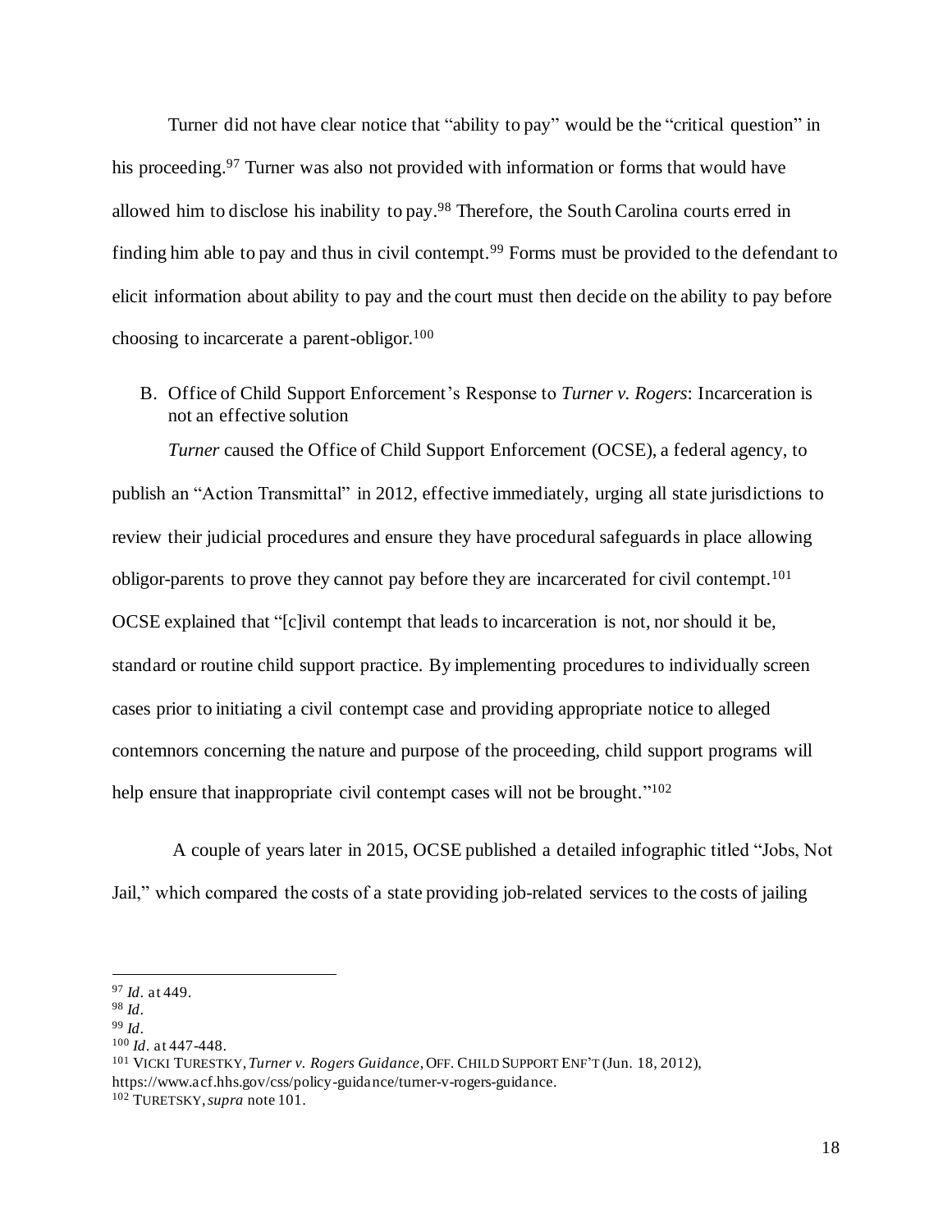Turner did not have clear notice that "ability to pay" would be the "critical question" in his proceeding.[97] Turner was also not provided with information or forms that would have allowed him to disclose his inability to pay.[98] Therefore, the South Carolina courts erred in finding him able to pay and thus in civil contempt.[99] Forms must be provided to the defendant to elicit information about ability to pay and the court must then decide on the ability to pay before choosing to incarcerate a parent-obligor.[100]

B. Office of Child Support Enforcement's Response to *Turner v. Rogers*: Incarceration is not an effective solution

*Turner* caused the Office of Child Support Enforcement (OCSE), a federal agency, to publish an "Action Transmittal" in 2012, effective immediately, urging all state jurisdictions to review their judicial procedures and ensure they have procedural safeguards in place allowing obligor-parents to prove they cannot pay before they are incarcerated for civil contempt.[101] OCSE explained that "[c]ivil contempt that leads to incarceration is not, nor should it be, standard or routine child support practice. By implementing procedures to individually screen cases prior to initiating a civil contempt case and providing appropriate notice to alleged contemnors concerning the nature and purpose of the proceeding, child support programs will help ensure that inappropriate civil contempt cases will not be brought."[102]

A couple of years later in 2015, OCSE published a detailed infographic titled "Jobs, Not Jail," which compared the costs of a state providing job-related services to the costs of jailing

---

[97] *Id.* at 449.
[98] *Id.*
[99] *Id.*
[100] *Id.* at 447-448.
[101] VICKI TURESTKY, *Turner v. Rogers Guidance*, OFF. CHILD SUPPORT ENF'T (Jun. 18, 2012), https://www.acf.hhs.gov/css/policy-guidance/turner-v-rogers-guidance.
[102] TURETSKY, *supra* note 101.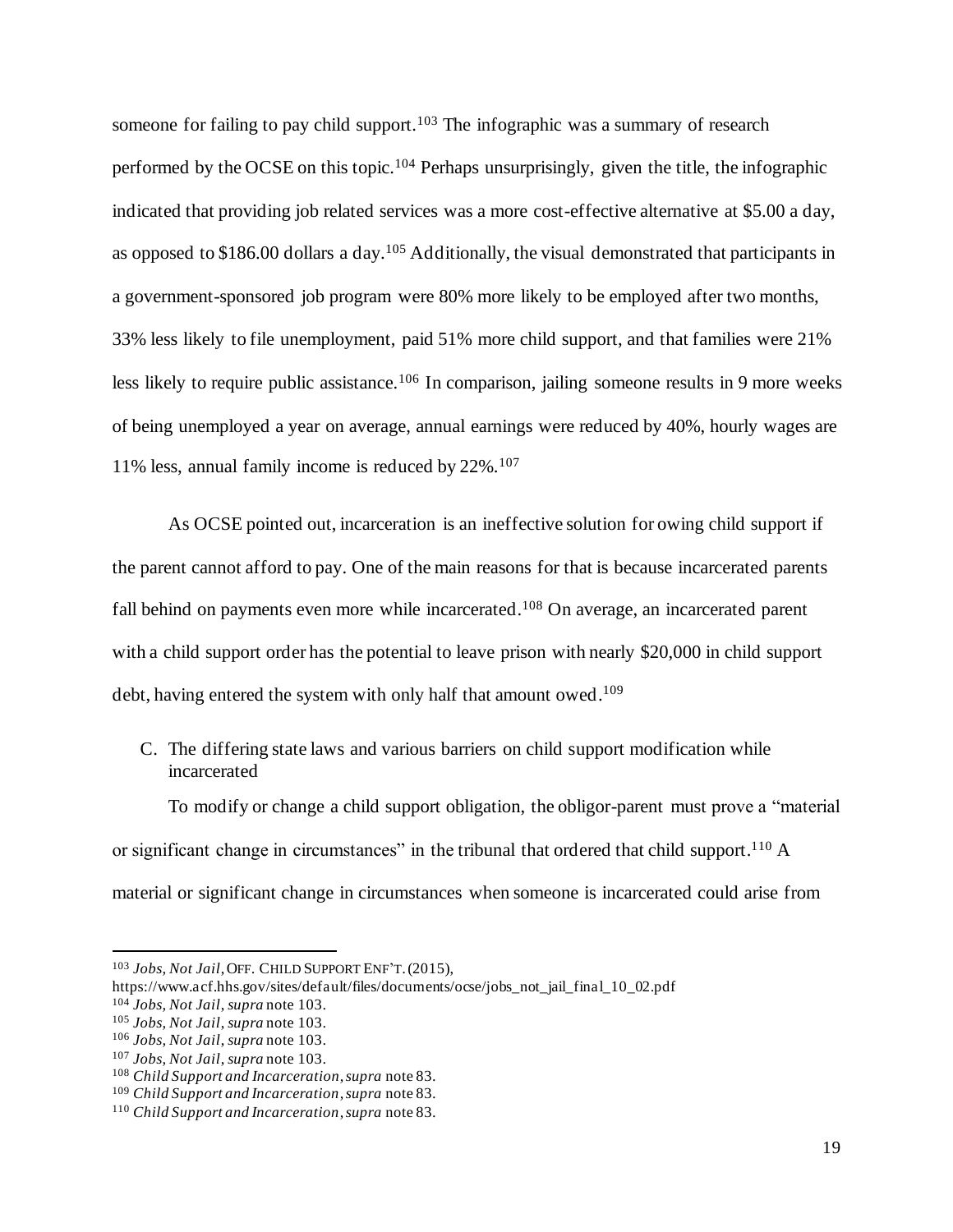someone for failing to pay child support.[103] The infographic was a summary of research performed by the OCSE on this topic.[104] Perhaps unsurprisingly, given the title, the infographic indicated that providing job related services was a more cost-effective alternative at $5.00 a day, as opposed to $186.00 dollars a day.[105] Additionally, the visual demonstrated that participants in a government-sponsored job program were 80% more likely to be employed after two months, 33% less likely to file unemployment, paid 51% more child support, and that families were 21% less likely to require public assistance.[106] In comparison, jailing someone results in 9 more weeks of being unemployed a year on average, annual earnings were reduced by 40%, hourly wages are 11% less, annual family income is reduced by 22%.[107]

As OCSE pointed out, incarceration is an ineffective solution for owing child support if the parent cannot afford to pay. One of the main reasons for that is because incarcerated parents fall behind on payments even more while incarcerated.[108] On average, an incarcerated parent with a child support order has the potential to leave prison with nearly $20,000 in child support debt, having entered the system with only half that amount owed.[109]

### C. The differing state laws and various barriers on child support modification while incarcerated

To modify or change a child support obligation, the obligor-parent must prove a "material or significant change in circumstances" in the tribunal that ordered that child support.[110] A material or significant change in circumstances when someone is incarcerated could arise from

---

[103] *Jobs, Not Jail*, OFF. CHILD SUPPORT ENF'T. (2015), https://www.acf.hhs.gov/sites/default/files/documents/ocse/jobs_not_jail_final_10_02.pdf

[104] *Jobs, Not Jail*, *supra* note 103.

[105] *Jobs, Not Jail*, *supra* note 103.

[106] *Jobs, Not Jail*, *supra* note 103.

[107] *Jobs, Not Jail*, *supra* note 103.

[108] *Child Support and Incarceration*, *supra* note 83.

[109] *Child Support and Incarceration*, *supra* note 83.

[110] *Child Support and Incarceration*, *supra* note 83.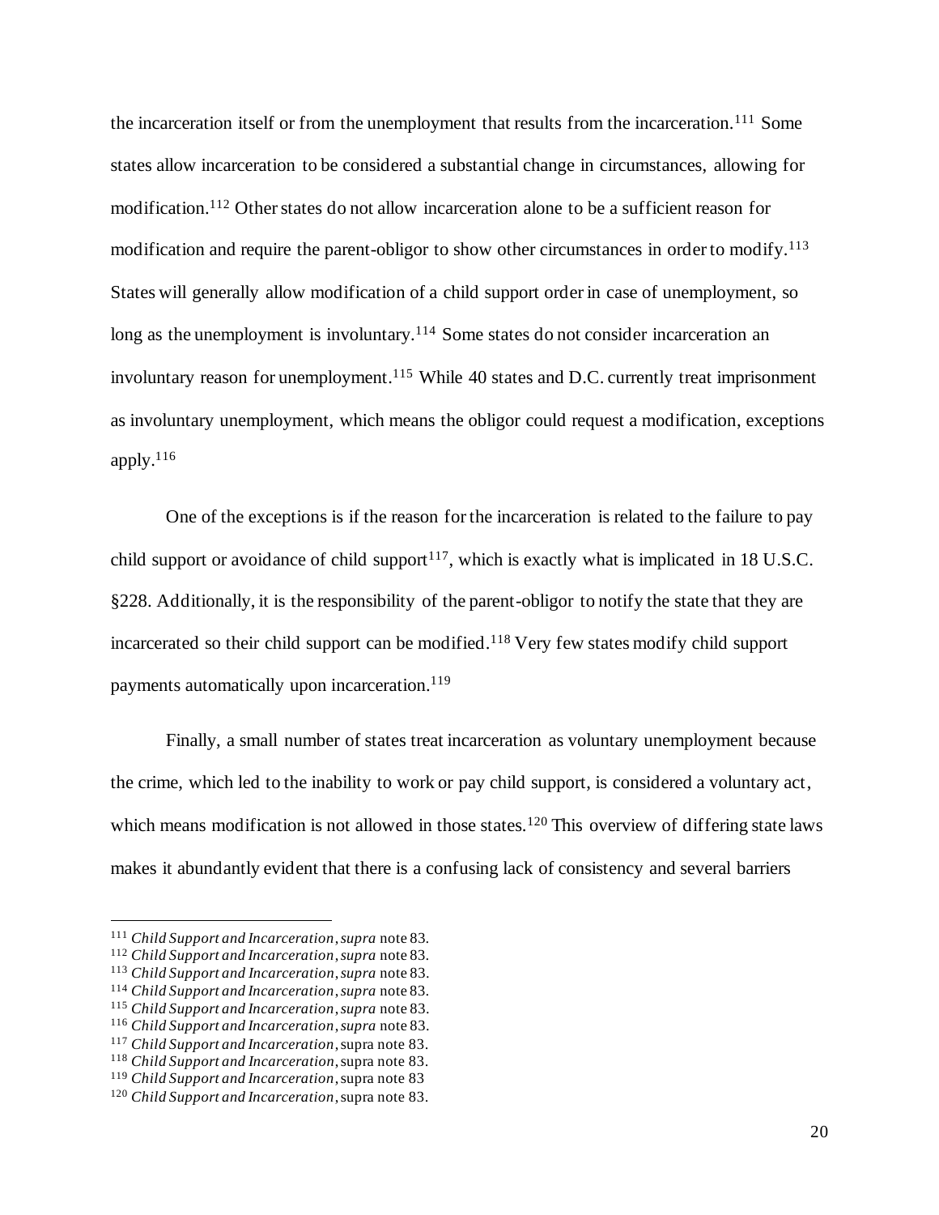the incarceration itself or from the unemployment that results from the incarceration.[111] Some states allow incarceration to be considered a substantial change in circumstances, allowing for modification.[112] Other states do not allow incarceration alone to be a sufficient reason for modification and require the parent-obligor to show other circumstances in order to modify.[113] States will generally allow modification of a child support order in case of unemployment, so long as the unemployment is involuntary.[114] Some states do not consider incarceration an involuntary reason for unemployment.[115] While 40 states and D.C. currently treat imprisonment as involuntary unemployment, which means the obligor could request a modification, exceptions apply.[116]

One of the exceptions is if the reason for the incarceration is related to the failure to pay child support or avoidance of child support[117], which is exactly what is implicated in 18 U.S.C. §228. Additionally, it is the responsibility of the parent-obligor to notify the state that they are incarcerated so their child support can be modified.[118] Very few states modify child support payments automatically upon incarceration.[119]

Finally, a small number of states treat incarceration as voluntary unemployment because the crime, which led to the inability to work or pay child support, is considered a voluntary act, which means modification is not allowed in those states.[120] This overview of differing state laws makes it abundantly evident that there is a confusing lack of consistency and several barriers

---

[111] *Child Support and Incarceration*, *supra* note 83.
[112] *Child Support and Incarceration*, *supra* note 83.
[113] *Child Support and Incarceration*, *supra* note 83.
[114] *Child Support and Incarceration*, *supra* note 83.
[115] *Child Support and Incarceration*, *supra* note 83.
[116] *Child Support and Incarceration*, *supra* note 83.
[117] *Child Support and Incarceration*, supra note 83.
[118] *Child Support and Incarceration*, supra note 83.
[119] *Child Support and Incarceration*, supra note 83
[120] *Child Support and Incarceration*, supra note 83.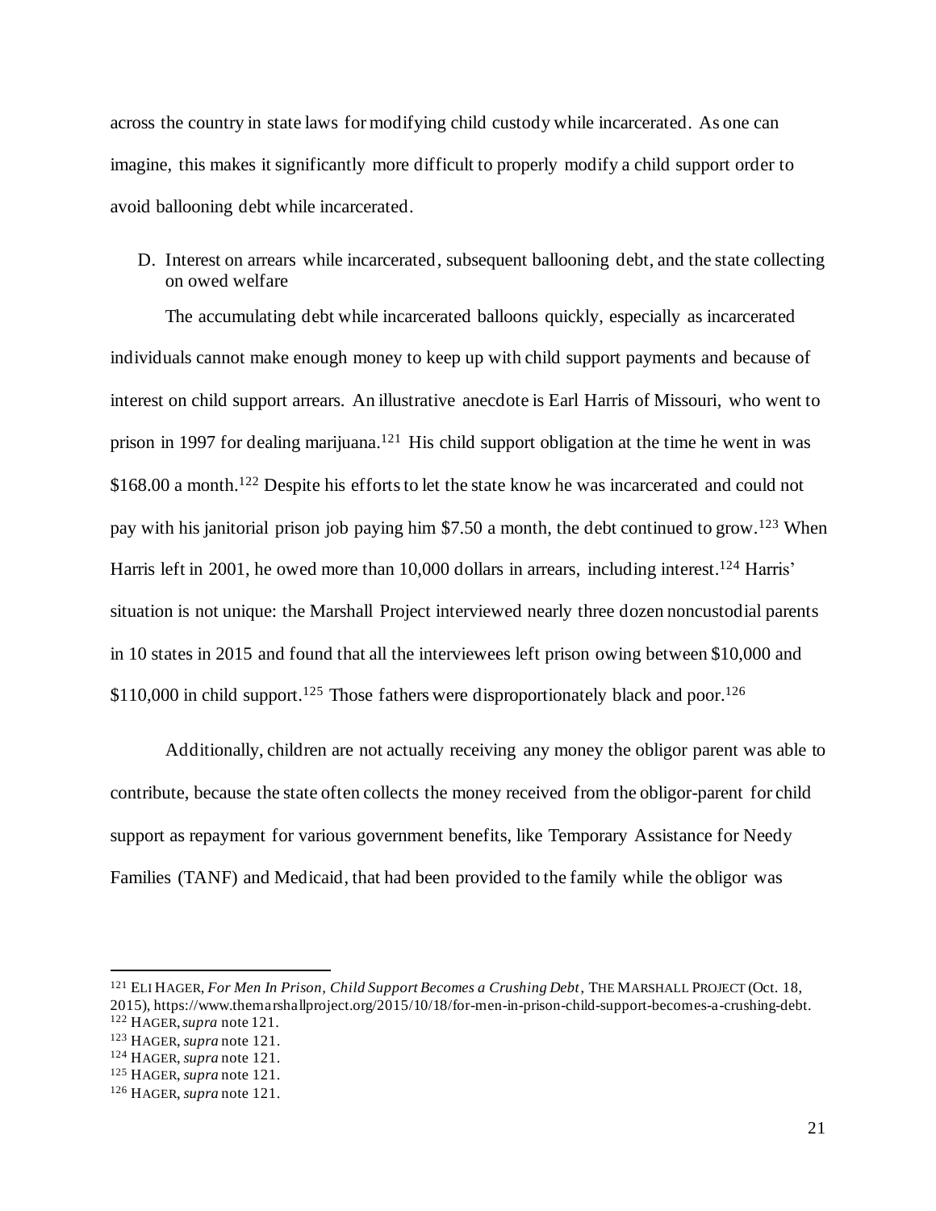across the country in state laws for modifying child custody while incarcerated. As one can imagine, this makes it significantly more difficult to properly modify a child support order to avoid ballooning debt while incarcerated.

D. Interest on arrears while incarcerated, subsequent ballooning debt, and the state collecting on owed welfare

The accumulating debt while incarcerated balloons quickly, especially as incarcerated individuals cannot make enough money to keep up with child support payments and because of interest on child support arrears. An illustrative anecdote is Earl Harris of Missouri, who went to prison in 1997 for dealing marijuana.[121] His child support obligation at the time he went in was $168.00 a month.[122] Despite his efforts to let the state know he was incarcerated and could not pay with his janitorial prison job paying him $7.50 a month, the debt continued to grow.[123] When Harris left in 2001, he owed more than 10,000 dollars in arrears, including interest.[124] Harris' situation is not unique: the Marshall Project interviewed nearly three dozen noncustodial parents in 10 states in 2015 and found that all the interviewees left prison owing between $10,000 and $110,000 in child support.[125] Those fathers were disproportionately black and poor.[126]

Additionally, children are not actually receiving any money the obligor parent was able to contribute, because the state often collects the money received from the obligor-parent for child support as repayment for various government benefits, like Temporary Assistance for Needy Families (TANF) and Medicaid, that had been provided to the family while the obligor was

---

[121] ELI HAGER, *For Men In Prison, Child Support Becomes a Crushing Debt*, THE MARSHALL PROJECT (Oct. 18, 2015), https://www.themarshallproject.org/2015/10/18/for-men-in-prison-child-support-becomes-a-crushing-debt.

[122] HAGER, *supra* note 121.

[123] HAGER, *supra* note 121.

[124] HAGER, *supra* note 121.

[125] HAGER, *supra* note 121.

[126] HAGER, *supra* note 121.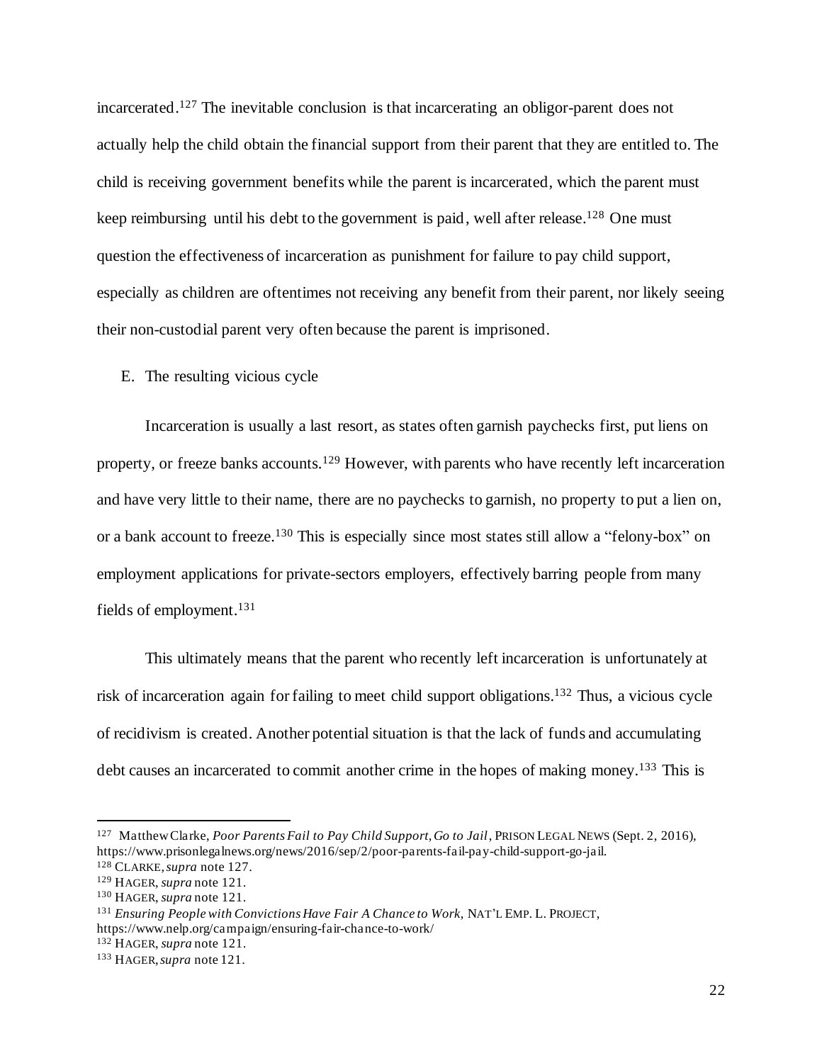incarcerated.[127] The inevitable conclusion is that incarcerating an obligor-parent does not actually help the child obtain the financial support from their parent that they are entitled to. The child is receiving government benefits while the parent is incarcerated, which the parent must keep reimbursing until his debt to the government is paid, well after release.[128] One must question the effectiveness of incarceration as punishment for failure to pay child support, especially as children are oftentimes not receiving any benefit from their parent, nor likely seeing their non-custodial parent very often because the parent is imprisoned.

## E. The resulting vicious cycle

Incarceration is usually a last resort, as states often garnish paychecks first, put liens on property, or freeze banks accounts.[129] However, with parents who have recently left incarceration and have very little to their name, there are no paychecks to garnish, no property to put a lien on, or a bank account to freeze.[130] This is especially since most states still allow a "felony-box" on employment applications for private-sectors employers, effectively barring people from many fields of employment.[131]

This ultimately means that the parent who recently left incarceration is unfortunately at risk of incarceration again for failing to meet child support obligations.[132] Thus, a vicious cycle of recidivism is created. Another potential situation is that the lack of funds and accumulating debt causes an incarcerated to commit another crime in the hopes of making money.[133] This is

---

[127] Matthew Clarke, *Poor Parents Fail to Pay Child Support, Go to Jail*, PRISON LEGAL NEWS (Sept. 2, 2016), https://www.prisonlegalnews.org/news/2016/sep/2/poor-parents-fail-pay-child-support-go-jail.

[128] CLARKE, *supra* note 127.

[129] HAGER, *supra* note 121.

[130] HAGER, *supra* note 121.

[131] *Ensuring People with Convictions Have Fair A Chance to Work,* NAT'L EMP. L. PROJECT, https://www.nelp.org/campaign/ensuring-fair-chance-to-work/

[132] HAGER, *supra* note 121.

[133] HAGER, *supra* note 121.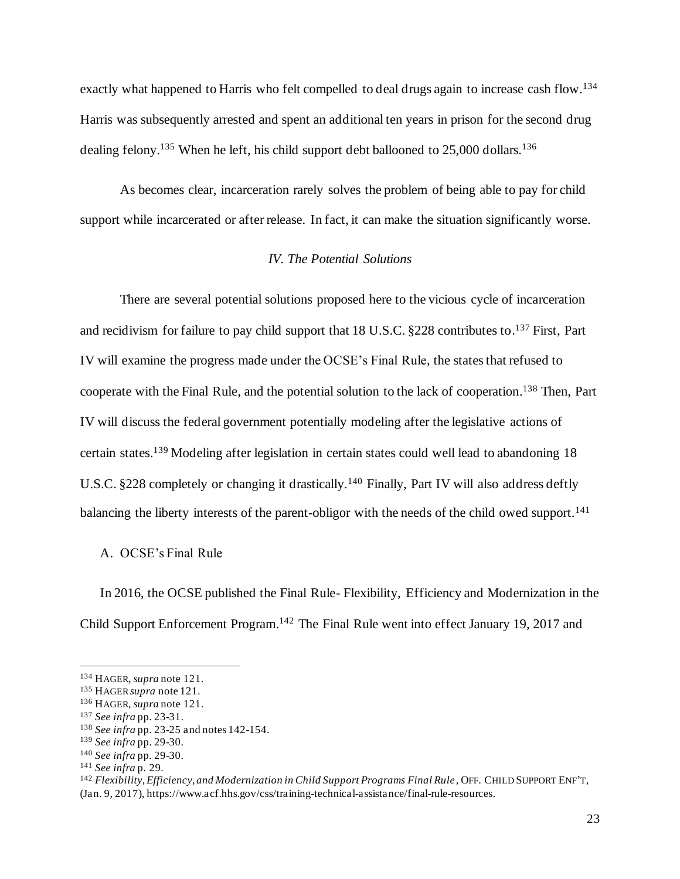exactly what happened to Harris who felt compelled to deal drugs again to increase cash flow.[134] Harris was subsequently arrested and spent an additional ten years in prison for the second drug dealing felony.[135] When he left, his child support debt ballooned to 25,000 dollars.[136]

As becomes clear, incarceration rarely solves the problem of being able to pay for child support while incarcerated or after release. In fact, it can make the situation significantly worse.

## *IV. The Potential Solutions*

There are several potential solutions proposed here to the vicious cycle of incarceration and recidivism for failure to pay child support that 18 U.S.C. §228 contributes to.[137] First, Part IV will examine the progress made under the OCSE's Final Rule, the states that refused to cooperate with the Final Rule, and the potential solution to the lack of cooperation.[138] Then, Part IV will discuss the federal government potentially modeling after the legislative actions of certain states.[139] Modeling after legislation in certain states could well lead to abandoning 18 U.S.C. §228 completely or changing it drastically.[140] Finally, Part IV will also address deftly balancing the liberty interests of the parent-obligor with the needs of the child owed support.[141]

### A. OCSE's Final Rule

In 2016, the OCSE published the Final Rule- Flexibility, Efficiency and Modernization in the Child Support Enforcement Program.[142] The Final Rule went into effect January 19, 2017 and

---

[134] HAGER, *supra* note 121.
[135] HAGER *supra* note 121.
[136] HAGER, *supra* note 121.
[137] *See infra* pp. 23-31.
[138] *See infra* pp. 23-25 and notes 142-154.
[139] *See infra* pp. 29-30.
[140] *See infra* pp. 29-30.
[141] *See infra* p. 29.
[142] *Flexibility, Efficiency, and Modernization in Child Support Programs Final Rule*, OFF. CHILD SUPPORT ENF'T, (Jan. 9, 2017), https://www.acf.hhs.gov/css/training-technical-assistance/final-rule-resources.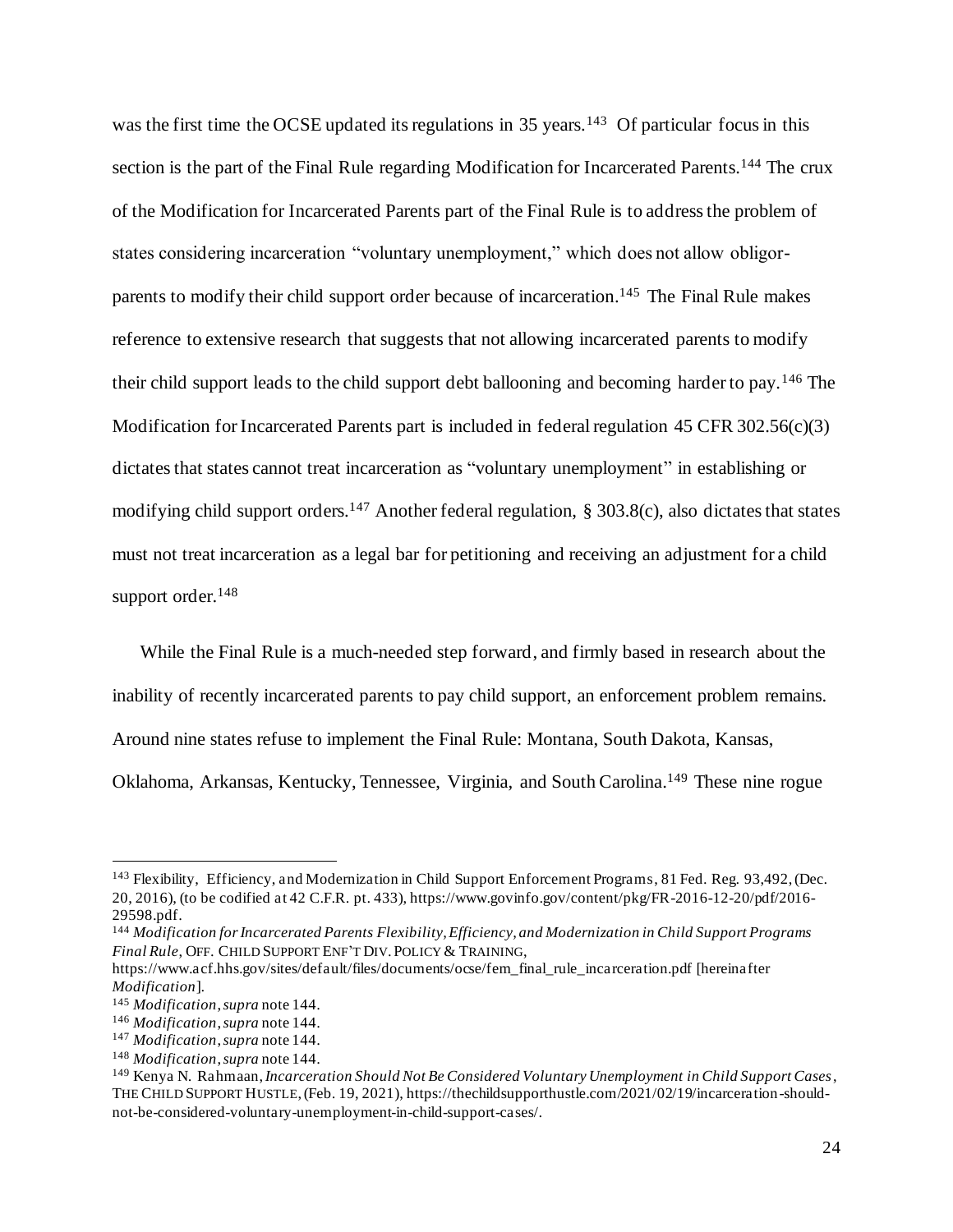was the first time the OCSE updated its regulations in 35 years.[143] Of particular focus in this section is the part of the Final Rule regarding Modification for Incarcerated Parents.[144] The crux of the Modification for Incarcerated Parents part of the Final Rule is to address the problem of states considering incarceration "voluntary unemployment," which does not allow obligor-parents to modify their child support order because of incarceration.[145] The Final Rule makes reference to extensive research that suggests that not allowing incarcerated parents to modify their child support leads to the child support debt ballooning and becoming harder to pay.[146] The Modification for Incarcerated Parents part is included in federal regulation 45 CFR 302.56(c)(3) dictates that states cannot treat incarceration as "voluntary unemployment" in establishing or modifying child support orders.[147] Another federal regulation, § 303.8(c), also dictates that states must not treat incarceration as a legal bar for petitioning and receiving an adjustment for a child support order.[148]

While the Final Rule is a much-needed step forward, and firmly based in research about the inability of recently incarcerated parents to pay child support, an enforcement problem remains. Around nine states refuse to implement the Final Rule: Montana, South Dakota, Kansas, Oklahoma, Arkansas, Kentucky, Tennessee, Virginia, and South Carolina.[149] These nine rogue

---

[143] Flexibility, Efficiency, and Modernization in Child Support Enforcement Programs, 81 Fed. Reg. 93,492, (Dec. 20, 2016), (to be codified at 42 C.F.R. pt. 433), https://www.govinfo.gov/content/pkg/FR-2016-12-20/pdf/2016-29598.pdf.

[144] *Modification for Incarcerated Parents Flexibility, Efficiency, and Modernization in Child Support Programs Final Rule*, OFF. CHILD SUPPORT ENF'T DIV. POLICY & TRAINING, https://www.acf.hhs.gov/sites/default/files/documents/ocse/fem_final_rule_incarceration.pdf [hereinafter *Modification*].

[145] *Modification*, *supra* note 144.

[146] *Modification*, *supra* note 144.

[147] *Modification*, *supra* note 144.

[148] *Modification*, *supra* note 144.

[149] Kenya N. Rahmaan, *Incarceration Should Not Be Considered Voluntary Unemployment in Child Support Cases*, THE CHILD SUPPORT HUSTLE, (Feb. 19, 2021), https://thechildsupporthustle.com/2021/02/19/incarceration-should-not-be-considered-voluntary-unemployment-in-child-support-cases/.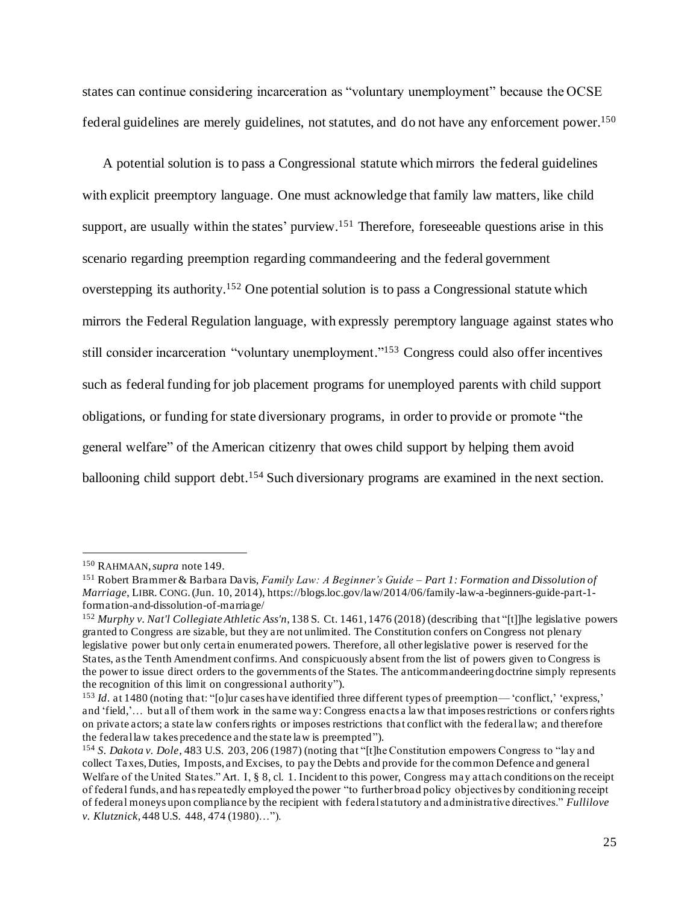states can continue considering incarceration as "voluntary unemployment" because the OCSE federal guidelines are merely guidelines, not statutes, and do not have any enforcement power.[150]

A potential solution is to pass a Congressional statute which mirrors the federal guidelines with explicit preemptory language. One must acknowledge that family law matters, like child support, are usually within the states' purview.[151] Therefore, foreseeable questions arise in this scenario regarding preemption regarding commandeering and the federal government overstepping its authority.[152] One potential solution is to pass a Congressional statute which mirrors the Federal Regulation language, with expressly peremptory language against states who still consider incarceration "voluntary unemployment."[153] Congress could also offer incentives such as federal funding for job placement programs for unemployed parents with child support obligations, or funding for state diversionary programs, in order to provide or promote "the general welfare" of the American citizenry that owes child support by helping them avoid ballooning child support debt.[154] Such diversionary programs are examined in the next section.

---

[150] RAHMAAN, *supra* note 149.

[151] Robert Brammer & Barbara Davis, *Family Law: A Beginner's Guide – Part 1: Formation and Dissolution of Marriage*, LIBR. CONG. (Jun. 10, 2014), https://blogs.loc.gov/law/2014/06/family-law-a-beginners-guide-part-1-formation-and-dissolution-of-marriage/

[152] *Murphy v. Nat'l Collegiate Athletic Ass'n*, 138 S. Ct. 1461, 1476 (2018) (describing that "[t]]he legislative powers granted to Congress are sizable, but they are not unlimited. The Constitution confers on Congress not plenary legislative power but only certain enumerated powers. Therefore, all other legislative power is reserved for the States, as the Tenth Amendment confirms. And conspicuously absent from the list of powers given to Congress is the power to issue direct orders to the governments of the States. The anticommandeering doctrine simply represents the recognition of this limit on congressional authority").

[153] *Id.* at 1480 (noting that: "[o]ur cases have identified three different types of preemption— 'conflict,' 'express,' and 'field,'… but all of them work in the same way: Congress enacts a law that imposes restrictions or confers rights on private actors; a state law confers rights or imposes restrictions that conflict with the federal law; and therefore the federal law takes precedence and the state law is preempted").

[154] *S. Dakota v. Dole*, 483 U.S. 203, 206 (1987) (noting that "[t]he Constitution empowers Congress to "lay and collect Taxes, Duties, Imposts, and Excises, to pay the Debts and provide for the common Defence and general Welfare of the United States." Art. I, § 8, cl. 1. Incident to this power, Congress may attach conditions on the receipt of federal funds, and has repeatedly employed the power "to further broad policy objectives by conditioning receipt of federal moneys upon compliance by the recipient with federal statutory and administrative directives." *Fullilove v. Klutznick*, 448 U.S. 448, 474 (1980)…").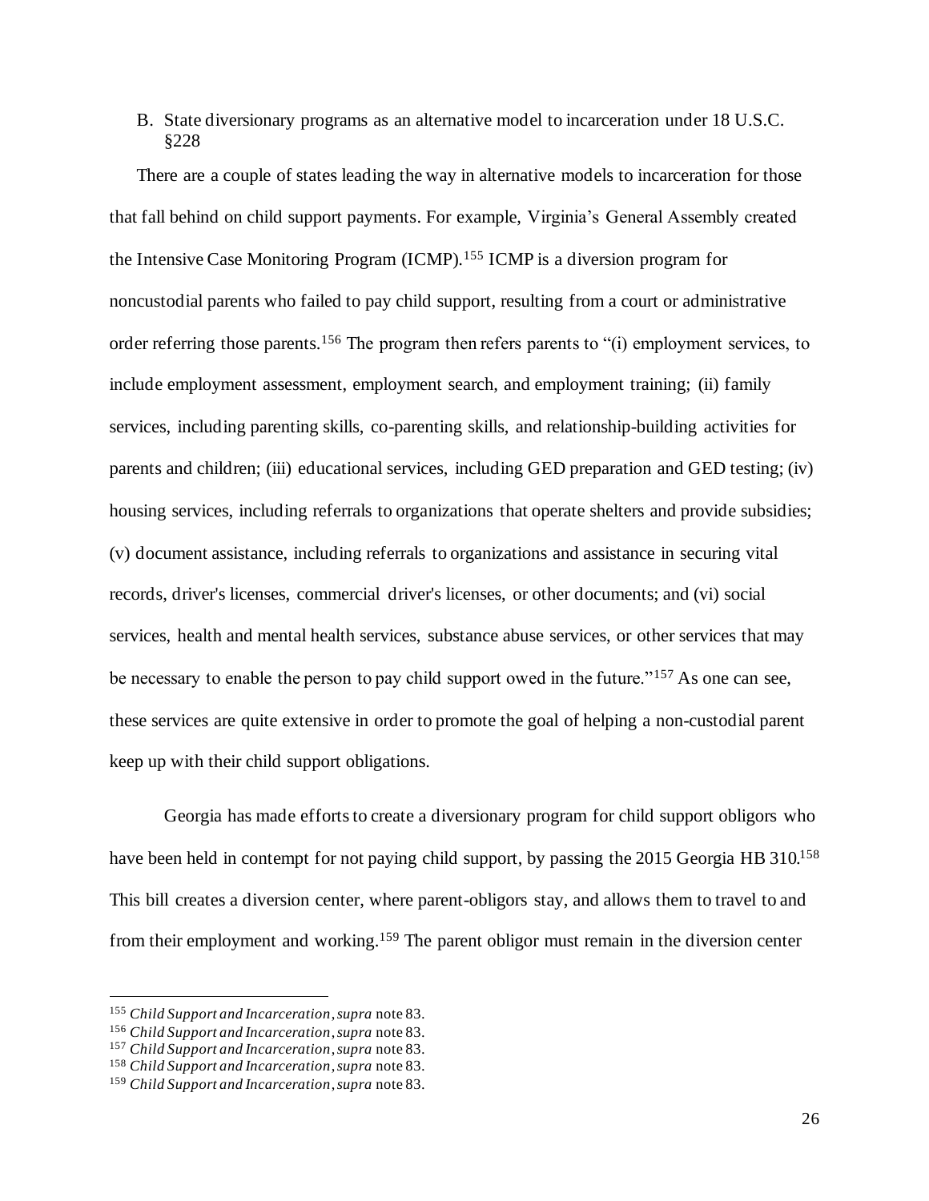B. State diversionary programs as an alternative model to incarceration under 18 U.S.C. §228

There are a couple of states leading the way in alternative models to incarceration for those that fall behind on child support payments. For example, Virginia's General Assembly created the Intensive Case Monitoring Program (ICMP).[155] ICMP is a diversion program for noncustodial parents who failed to pay child support, resulting from a court or administrative order referring those parents.[156] The program then refers parents to "(i) employment services, to include employment assessment, employment search, and employment training; (ii) family services, including parenting skills, co-parenting skills, and relationship-building activities for parents and children; (iii) educational services, including GED preparation and GED testing; (iv) housing services, including referrals to organizations that operate shelters and provide subsidies; (v) document assistance, including referrals to organizations and assistance in securing vital records, driver's licenses, commercial driver's licenses, or other documents; and (vi) social services, health and mental health services, substance abuse services, or other services that may be necessary to enable the person to pay child support owed in the future."[157] As one can see, these services are quite extensive in order to promote the goal of helping a non-custodial parent keep up with their child support obligations.

Georgia has made efforts to create a diversionary program for child support obligors who have been held in contempt for not paying child support, by passing the 2015 Georgia HB 310.[158] This bill creates a diversion center, where parent-obligors stay, and allows them to travel to and from their employment and working.[159] The parent obligor must remain in the diversion center

---

[155] *Child Support and Incarceration*, *supra* note 83.

[156] *Child Support and Incarceration*, *supra* note 83.

[157] *Child Support and Incarceration*, *supra* note 83.

[158] *Child Support and Incarceration*, *supra* note 83.

[159] *Child Support and Incarceration*, *supra* note 83.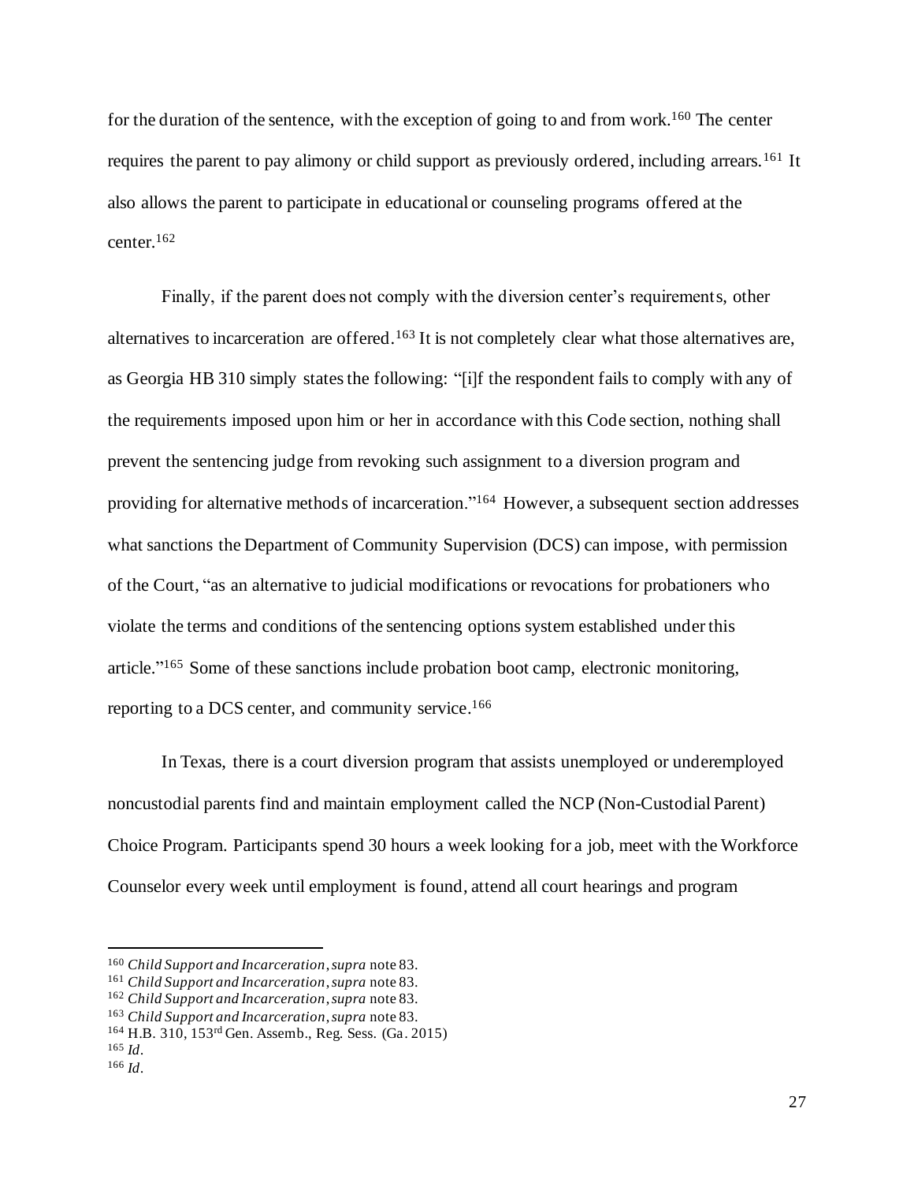for the duration of the sentence, with the exception of going to and from work.[160] The center requires the parent to pay alimony or child support as previously ordered, including arrears.[161] It also allows the parent to participate in educational or counseling programs offered at the center.[162]

Finally, if the parent does not comply with the diversion center's requirements, other alternatives to incarceration are offered.[163] It is not completely clear what those alternatives are, as Georgia HB 310 simply states the following: "[i]f the respondent fails to comply with any of the requirements imposed upon him or her in accordance with this Code section, nothing shall prevent the sentencing judge from revoking such assignment to a diversion program and providing for alternative methods of incarceration."[164] However, a subsequent section addresses what sanctions the Department of Community Supervision (DCS) can impose, with permission of the Court, "as an alternative to judicial modifications or revocations for probationers who violate the terms and conditions of the sentencing options system established under this article."[165] Some of these sanctions include probation boot camp, electronic monitoring, reporting to a DCS center, and community service.[166]

In Texas, there is a court diversion program that assists unemployed or underemployed noncustodial parents find and maintain employment called the NCP (Non-Custodial Parent) Choice Program. Participants spend 30 hours a week looking for a job, meet with the Workforce Counselor every week until employment is found, attend all court hearings and program

---

[160] *Child Support and Incarceration*, *supra* note 83.
[161] *Child Support and Incarceration*, *supra* note 83.
[162] *Child Support and Incarceration*, *supra* note 83.
[163] *Child Support and Incarceration*, *supra* note 83.
[164] H.B. 310, 153rd Gen. Assemb., Reg. Sess. (Ga. 2015)
[165] *Id*.
[166] *Id*.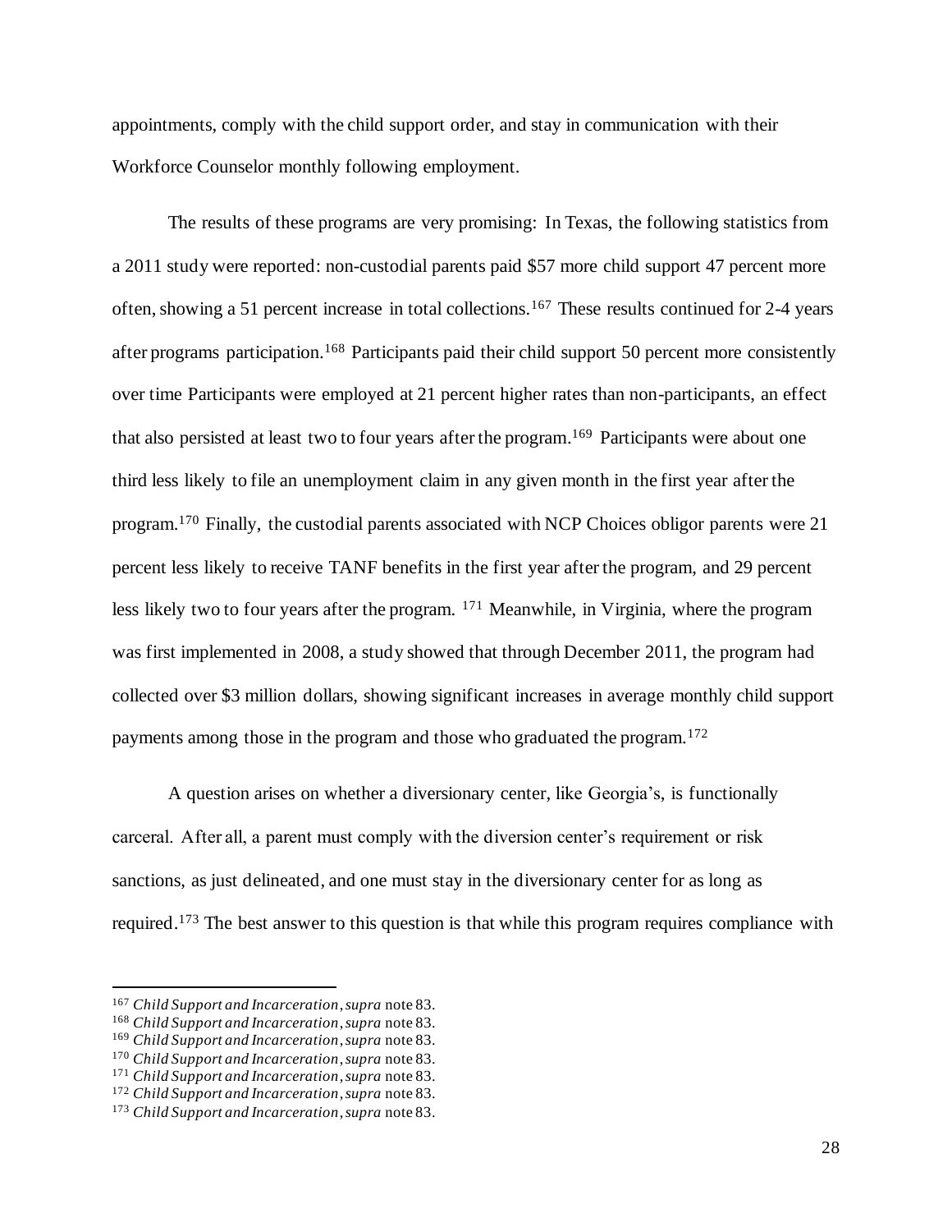appointments, comply with the child support order, and stay in communication with their Workforce Counselor monthly following employment.

The results of these programs are very promising: In Texas, the following statistics from a 2011 study were reported: non-custodial parents paid $57 more child support 47 percent more often, showing a 51 percent increase in total collections.[167] These results continued for 2-4 years after programs participation.[168] Participants paid their child support 50 percent more consistently over time Participants were employed at 21 percent higher rates than non-participants, an effect that also persisted at least two to four years after the program.[169] Participants were about one third less likely to file an unemployment claim in any given month in the first year after the program.[170] Finally, the custodial parents associated with NCP Choices obligor parents were 21 percent less likely to receive TANF benefits in the first year after the program, and 29 percent less likely two to four years after the program. [171] Meanwhile, in Virginia, where the program was first implemented in 2008, a study showed that through December 2011, the program had collected over $3 million dollars, showing significant increases in average monthly child support payments among those in the program and those who graduated the program.[172]

A question arises on whether a diversionary center, like Georgia's, is functionally carceral. After all, a parent must comply with the diversion center's requirement or risk sanctions, as just delineated, and one must stay in the diversionary center for as long as required.[173] The best answer to this question is that while this program requires compliance with

---

[167] *Child Support and Incarceration*, *supra* note 83.

[168] *Child Support and Incarceration*, *supra* note 83.

[169] *Child Support and Incarceration*, *supra* note 83.

[170] *Child Support and Incarceration*, *supra* note 83.

[171] *Child Support and Incarceration*, *supra* note 83.

[172] *Child Support and Incarceration*, *supra* note 83.

[173] *Child Support and Incarceration*, *supra* note 83.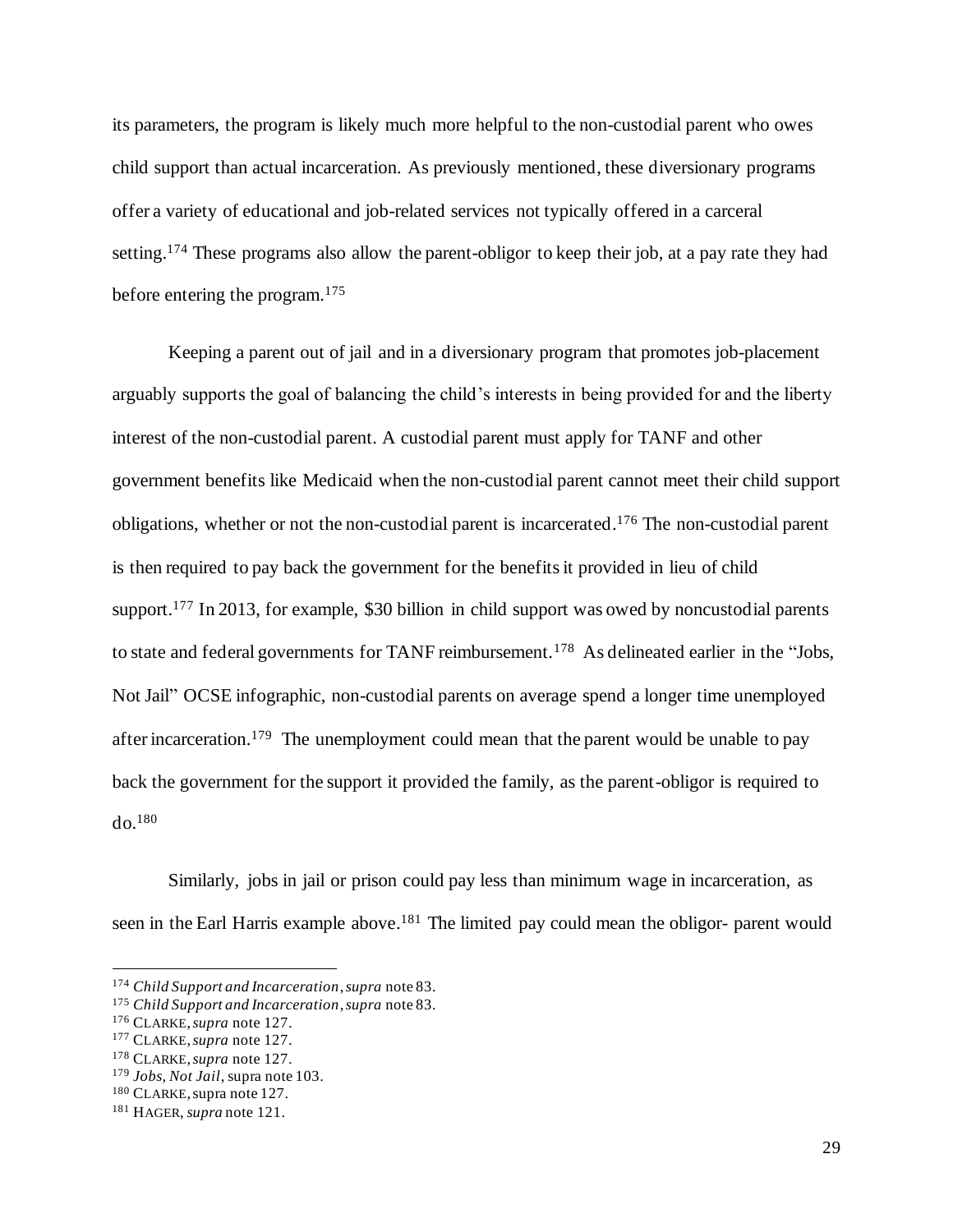its parameters, the program is likely much more helpful to the non-custodial parent who owes child support than actual incarceration. As previously mentioned, these diversionary programs offer a variety of educational and job-related services not typically offered in a carceral setting.[174] These programs also allow the parent-obligor to keep their job, at a pay rate they had before entering the program.[175]

Keeping a parent out of jail and in a diversionary program that promotes job-placement arguably supports the goal of balancing the child's interests in being provided for and the liberty interest of the non-custodial parent. A custodial parent must apply for TANF and other government benefits like Medicaid when the non-custodial parent cannot meet their child support obligations, whether or not the non-custodial parent is incarcerated.[176] The non-custodial parent is then required to pay back the government for the benefits it provided in lieu of child support.[177] In 2013, for example, $30 billion in child support was owed by noncustodial parents to state and federal governments for TANF reimbursement.[178] As delineated earlier in the "Jobs, Not Jail" OCSE infographic, non-custodial parents on average spend a longer time unemployed after incarceration.[179] The unemployment could mean that the parent would be unable to pay back the government for the support it provided the family, as the parent-obligor is required to do.[180]

Similarly, jobs in jail or prison could pay less than minimum wage in incarceration, as seen in the Earl Harris example above.[181] The limited pay could mean the obligor- parent would

---

[174] *Child Support and Incarceration*, *supra* note 83.

[175] *Child Support and Incarceration*, *supra* note 83.

[176] CLARKE, *supra* note 127.

[177] CLARKE, *supra* note 127.

[178] CLARKE, *supra* note 127.

[179] *Jobs, Not Jail*, supra note 103.

[180] CLARKE, supra note 127.

[181] HAGER, *supra* note 121.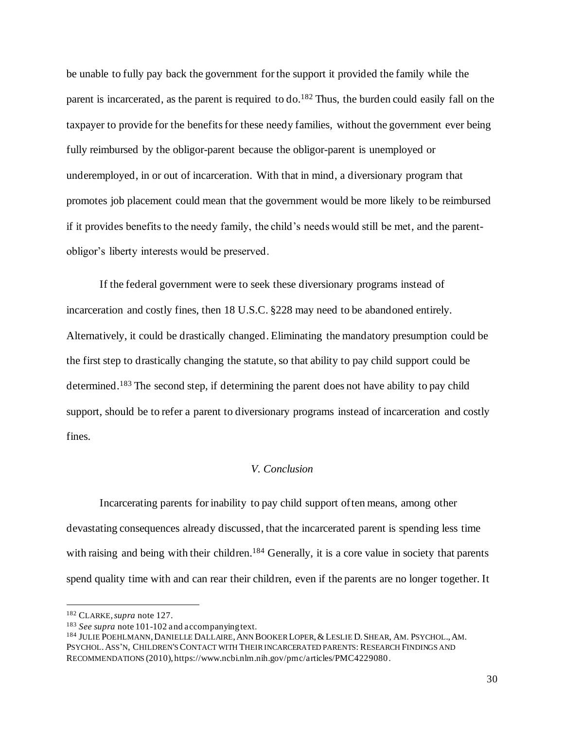be unable to fully pay back the government for the support it provided the family while the parent is incarcerated, as the parent is required to do.[182] Thus, the burden could easily fall on the taxpayer to provide for the benefits for these needy families, without the government ever being fully reimbursed by the obligor-parent because the obligor-parent is unemployed or underemployed, in or out of incarceration. With that in mind, a diversionary program that promotes job placement could mean that the government would be more likely to be reimbursed if it provides benefits to the needy family, the child's needs would still be met, and the parent-obligor's liberty interests would be preserved.

If the federal government were to seek these diversionary programs instead of incarceration and costly fines, then 18 U.S.C. §228 may need to be abandoned entirely. Alternatively, it could be drastically changed. Eliminating the mandatory presumption could be the first step to drastically changing the statute, so that ability to pay child support could be determined.[183] The second step, if determining the parent does not have ability to pay child support, should be to refer a parent to diversionary programs instead of incarceration and costly fines.

## *V. Conclusion*

Incarcerating parents for inability to pay child support often means, among other devastating consequences already discussed, that the incarcerated parent is spending less time with raising and being with their children.[184] Generally, it is a core value in society that parents spend quality time with and can rear their children, even if the parents are no longer together. It

---

[182] CLARKE, *supra* note 127.

[183] *See supra* note 101-102 and accompanying text.

[184] JULIE POEHLMANN, DANIELLE DALLAIRE, ANN BOOKER LOPER, & LESLIE D. SHEAR, AM. PSYCHOL., AM. PSYCHOL. ASS'N, CHILDREN'S CONTACT WITH THEIR INCARCERATED PARENTS: RESEARCH FINDINGS AND RECOMMENDATIONS (2010), https://www.ncbi.nlm.nih.gov/pmc/articles/PMC4229080.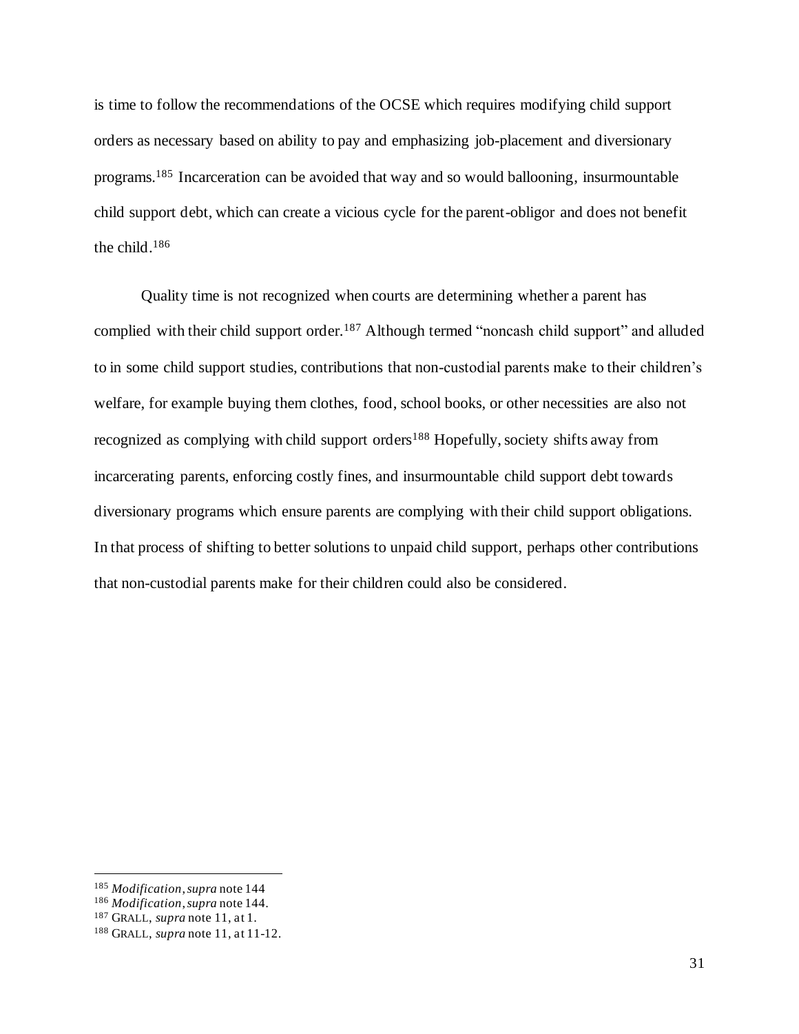is time to follow the recommendations of the OCSE which requires modifying child support orders as necessary based on ability to pay and emphasizing job-placement and diversionary programs.[185] Incarceration can be avoided that way and so would ballooning, insurmountable child support debt, which can create a vicious cycle for the parent-obligor and does not benefit the child.[186]

Quality time is not recognized when courts are determining whether a parent has complied with their child support order.[187] Although termed "noncash child support" and alluded to in some child support studies, contributions that non-custodial parents make to their children's welfare, for example buying them clothes, food, school books, or other necessities are also not recognized as complying with child support orders[188] Hopefully, society shifts away from incarcerating parents, enforcing costly fines, and insurmountable child support debt towards diversionary programs which ensure parents are complying with their child support obligations. In that process of shifting to better solutions to unpaid child support, perhaps other contributions that non-custodial parents make for their children could also be considered.

---

[185] *Modification*, *supra* note 144

[186] *Modification*, *supra* note 144.

[187] GRALL, *supra* note 11, at 1.

[188] GRALL, *supra* note 11, at 11-12.